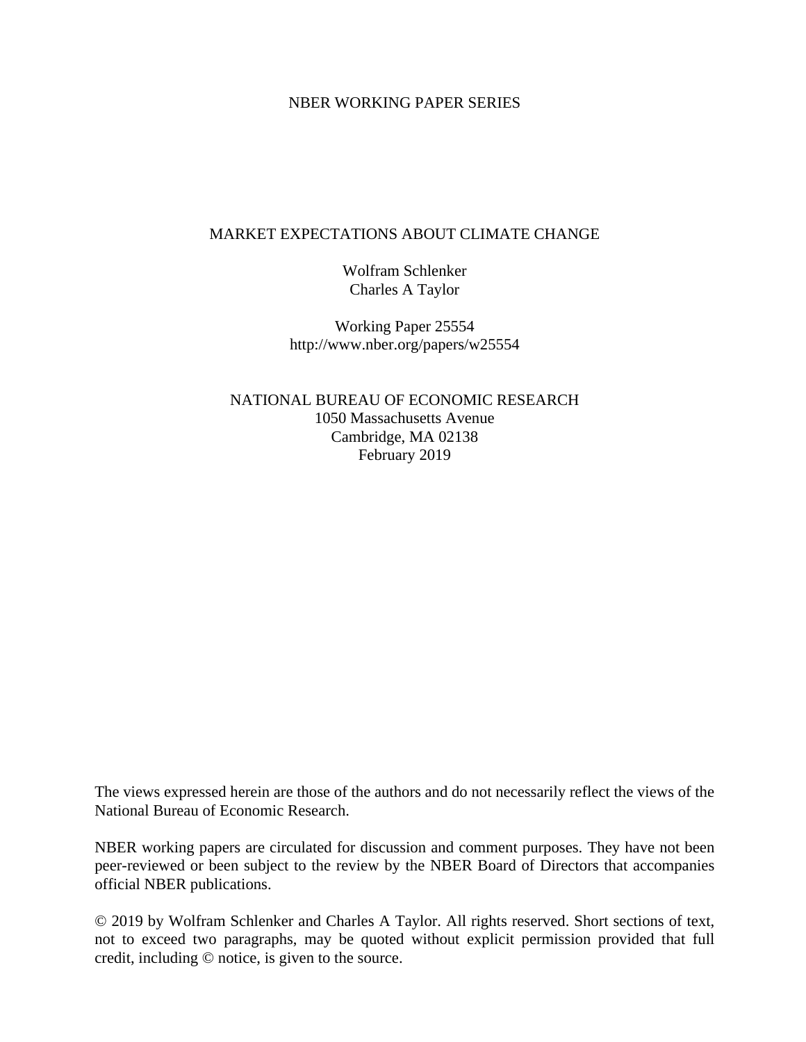NBER WORKING PAPER SERIES

# MARKET EXPECTATIONS ABOUT CLIMATE CHANGE

Wolfram Schlenker
Charles A Taylor

Working Paper 25554
http://www.nber.org/papers/w25554

NATIONAL BUREAU OF ECONOMIC RESEARCH
1050 Massachusetts Avenue
Cambridge, MA 02138
February 2019

The views expressed herein are those of the authors and do not necessarily reflect the views of the National Bureau of Economic Research.

NBER working papers are circulated for discussion and comment purposes. They have not been peer-reviewed or been subject to the review by the NBER Board of Directors that accompanies official NBER publications.

© 2019 by Wolfram Schlenker and Charles A Taylor. All rights reserved. Short sections of text, not to exceed two paragraphs, may be quoted without explicit permission provided that full credit, including © notice, is given to the source.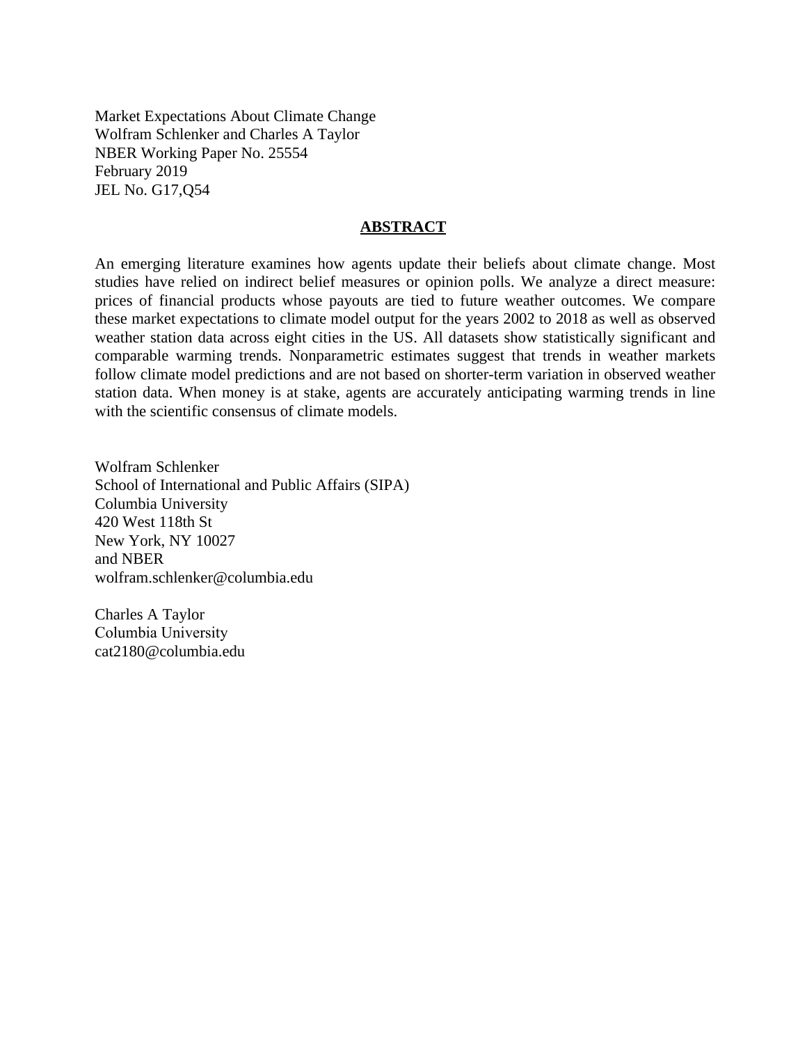Market Expectations About Climate Change
Wolfram Schlenker and Charles A Taylor
NBER Working Paper No. 25554
February 2019
JEL No. G17,Q54

## ABSTRACT

An emerging literature examines how agents update their beliefs about climate change. Most studies have relied on indirect belief measures or opinion polls. We analyze a direct measure: prices of financial products whose payouts are tied to future weather outcomes. We compare these market expectations to climate model output for the years 2002 to 2018 as well as observed weather station data across eight cities in the US. All datasets show statistically significant and comparable warming trends. Nonparametric estimates suggest that trends in weather markets follow climate model predictions and are not based on shorter-term variation in observed weather station data. When money is at stake, agents are accurately anticipating warming trends in line with the scientific consensus of climate models.

Wolfram Schlenker
School of International and Public Affairs (SIPA)
Columbia University
420 West 118th St
New York, NY 10027
and NBER
wolfram.schlenker@columbia.edu

Charles A Taylor
Columbia University
cat2180@columbia.edu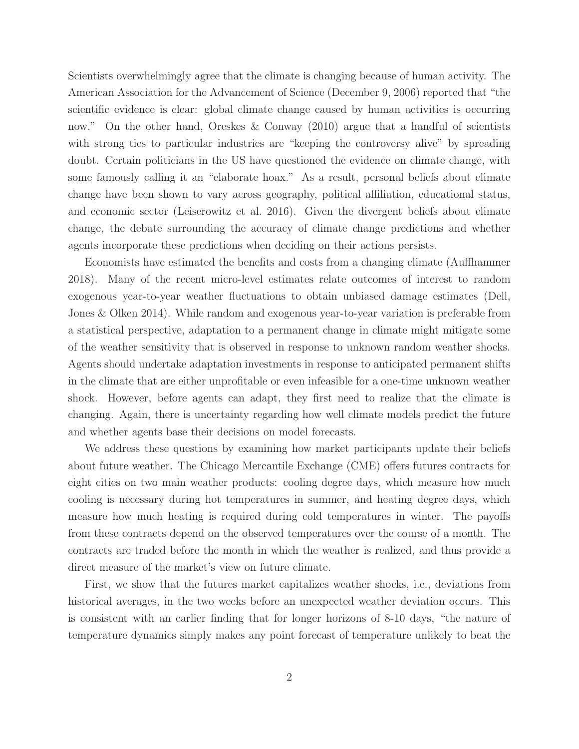Scientists overwhelmingly agree that the climate is changing because of human activity. The American Association for the Advancement of Science (December 9, 2006) reported that "the scientific evidence is clear: global climate change caused by human activities is occurring now." On the other hand, Oreskes & Conway (2010) argue that a handful of scientists with strong ties to particular industries are "keeping the controversy alive" by spreading doubt. Certain politicians in the US have questioned the evidence on climate change, with some famously calling it an "elaborate hoax." As a result, personal beliefs about climate change have been shown to vary across geography, political affiliation, educational status, and economic sector (Leiserowitz et al. 2016). Given the divergent beliefs about climate change, the debate surrounding the accuracy of climate change predictions and whether agents incorporate these predictions when deciding on their actions persists.

Economists have estimated the benefits and costs from a changing climate (Auffhammer 2018). Many of the recent micro-level estimates relate outcomes of interest to random exogenous year-to-year weather fluctuations to obtain unbiased damage estimates (Dell, Jones & Olken 2014). While random and exogenous year-to-year variation is preferable from a statistical perspective, adaptation to a permanent change in climate might mitigate some of the weather sensitivity that is observed in response to unknown random weather shocks. Agents should undertake adaptation investments in response to anticipated permanent shifts in the climate that are either unprofitable or even infeasible for a one-time unknown weather shock. However, before agents can adapt, they first need to realize that the climate is changing. Again, there is uncertainty regarding how well climate models predict the future and whether agents base their decisions on model forecasts.

We address these questions by examining how market participants update their beliefs about future weather. The Chicago Mercantile Exchange (CME) offers futures contracts for eight cities on two main weather products: cooling degree days, which measure how much cooling is necessary during hot temperatures in summer, and heating degree days, which measure how much heating is required during cold temperatures in winter. The payoffs from these contracts depend on the observed temperatures over the course of a month. The contracts are traded before the month in which the weather is realized, and thus provide a direct measure of the market's view on future climate.

First, we show that the futures market capitalizes weather shocks, i.e., deviations from historical averages, in the two weeks before an unexpected weather deviation occurs. This is consistent with an earlier finding that for longer horizons of 8-10 days, "the nature of temperature dynamics simply makes any point forecast of temperature unlikely to beat the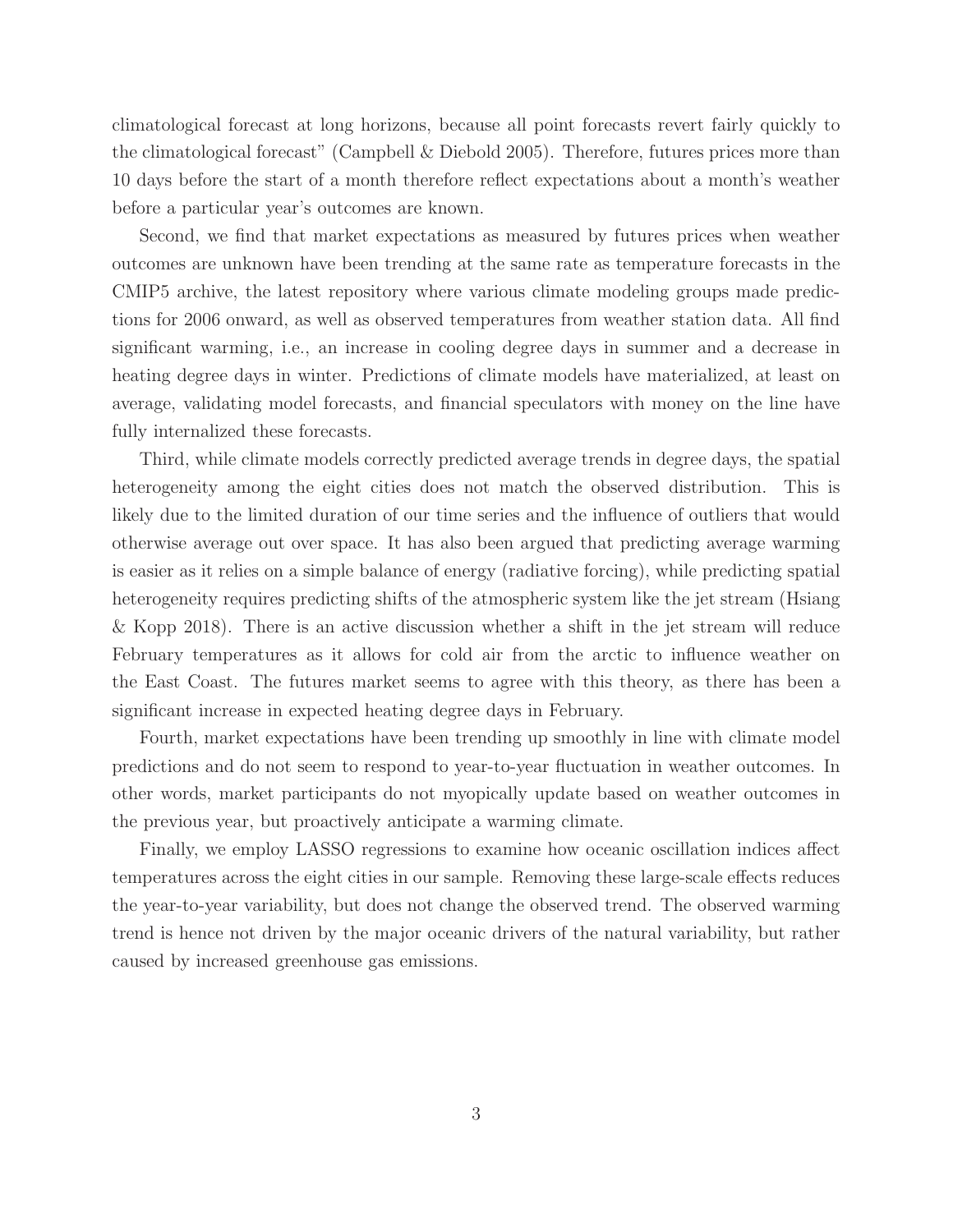climatological forecast at long horizons, because all point forecasts revert fairly quickly to the climatological forecast" (Campbell & Diebold 2005). Therefore, futures prices more than 10 days before the start of a month therefore reflect expectations about a month's weather before a particular year's outcomes are known.

Second, we find that market expectations as measured by futures prices when weather outcomes are unknown have been trending at the same rate as temperature forecasts in the CMIP5 archive, the latest repository where various climate modeling groups made predictions for 2006 onward, as well as observed temperatures from weather station data. All find significant warming, i.e., an increase in cooling degree days in summer and a decrease in heating degree days in winter. Predictions of climate models have materialized, at least on average, validating model forecasts, and financial speculators with money on the line have fully internalized these forecasts.

Third, while climate models correctly predicted average trends in degree days, the spatial heterogeneity among the eight cities does not match the observed distribution. This is likely due to the limited duration of our time series and the influence of outliers that would otherwise average out over space. It has also been argued that predicting average warming is easier as it relies on a simple balance of energy (radiative forcing), while predicting spatial heterogeneity requires predicting shifts of the atmospheric system like the jet stream (Hsiang & Kopp 2018). There is an active discussion whether a shift in the jet stream will reduce February temperatures as it allows for cold air from the arctic to influence weather on the East Coast. The futures market seems to agree with this theory, as there has been a significant increase in expected heating degree days in February.

Fourth, market expectations have been trending up smoothly in line with climate model predictions and do not seem to respond to year-to-year fluctuation in weather outcomes. In other words, market participants do not myopically update based on weather outcomes in the previous year, but proactively anticipate a warming climate.

Finally, we employ LASSO regressions to examine how oceanic oscillation indices affect temperatures across the eight cities in our sample. Removing these large-scale effects reduces the year-to-year variability, but does not change the observed trend. The observed warming trend is hence not driven by the major oceanic drivers of the natural variability, but rather caused by increased greenhouse gas emissions.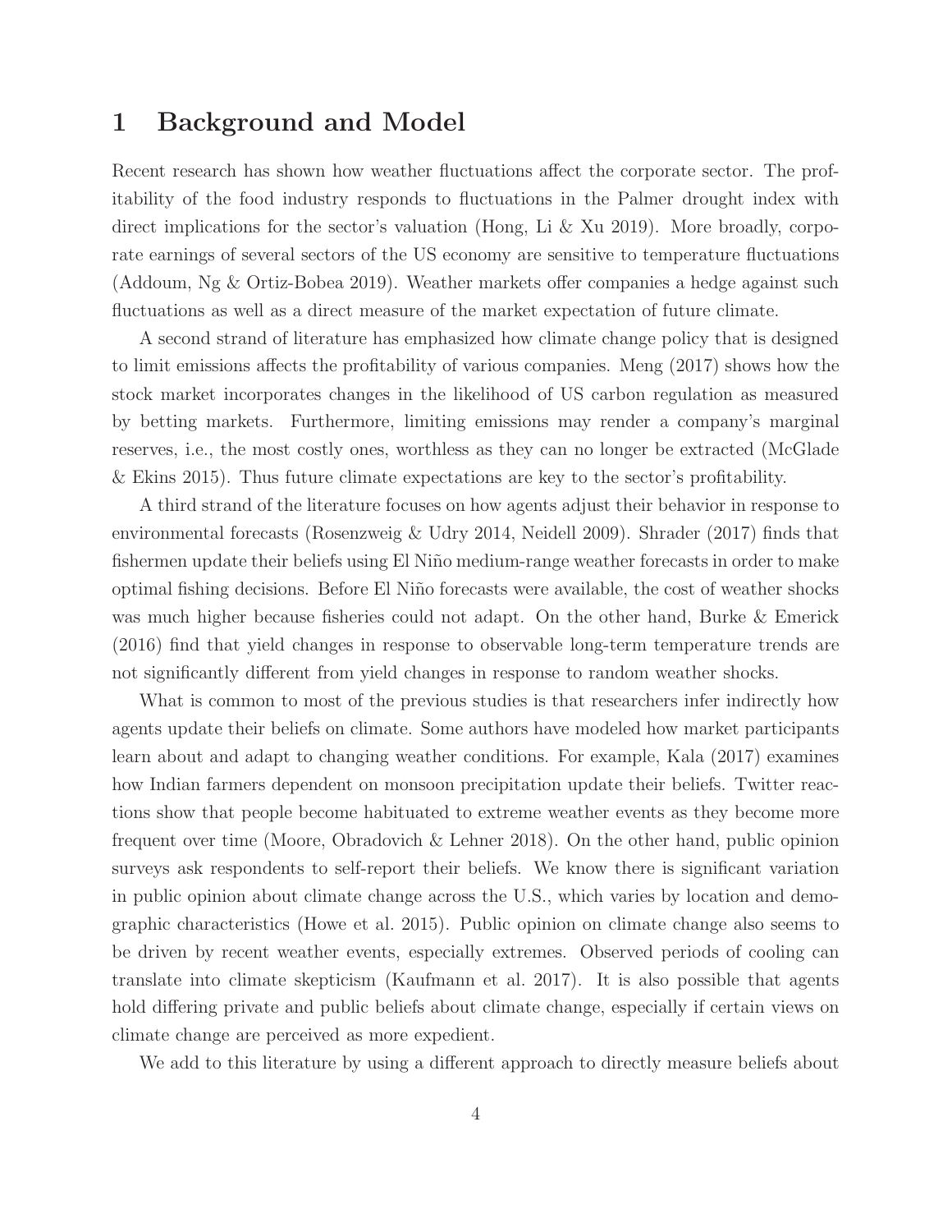# 1 Background and Model

Recent research has shown how weather fluctuations affect the corporate sector. The profitability of the food industry responds to fluctuations in the Palmer drought index with direct implications for the sector's valuation (Hong, Li & Xu 2019). More broadly, corporate earnings of several sectors of the US economy are sensitive to temperature fluctuations (Addoum, Ng & Ortiz-Bobea 2019). Weather markets offer companies a hedge against such fluctuations as well as a direct measure of the market expectation of future climate.

A second strand of literature has emphasized how climate change policy that is designed to limit emissions affects the profitability of various companies. Meng (2017) shows how the stock market incorporates changes in the likelihood of US carbon regulation as measured by betting markets. Furthermore, limiting emissions may render a company's marginal reserves, i.e., the most costly ones, worthless as they can no longer be extracted (McGlade & Ekins 2015). Thus future climate expectations are key to the sector's profitability.

A third strand of the literature focuses on how agents adjust their behavior in response to environmental forecasts (Rosenzweig & Udry 2014, Neidell 2009). Shrader (2017) finds that fishermen update their beliefs using El Niño medium-range weather forecasts in order to make optimal fishing decisions. Before El Niño forecasts were available, the cost of weather shocks was much higher because fisheries could not adapt. On the other hand, Burke & Emerick (2016) find that yield changes in response to observable long-term temperature trends are not significantly different from yield changes in response to random weather shocks.

What is common to most of the previous studies is that researchers infer indirectly how agents update their beliefs on climate. Some authors have modeled how market participants learn about and adapt to changing weather conditions. For example, Kala (2017) examines how Indian farmers dependent on monsoon precipitation update their beliefs. Twitter reactions show that people become habituated to extreme weather events as they become more frequent over time (Moore, Obradovich & Lehner 2018). On the other hand, public opinion surveys ask respondents to self-report their beliefs. We know there is significant variation in public opinion about climate change across the U.S., which varies by location and demographic characteristics (Howe et al. 2015). Public opinion on climate change also seems to be driven by recent weather events, especially extremes. Observed periods of cooling can translate into climate skepticism (Kaufmann et al. 2017). It is also possible that agents hold differing private and public beliefs about climate change, especially if certain views on climate change are perceived as more expedient.

We add to this literature by using a different approach to directly measure beliefs about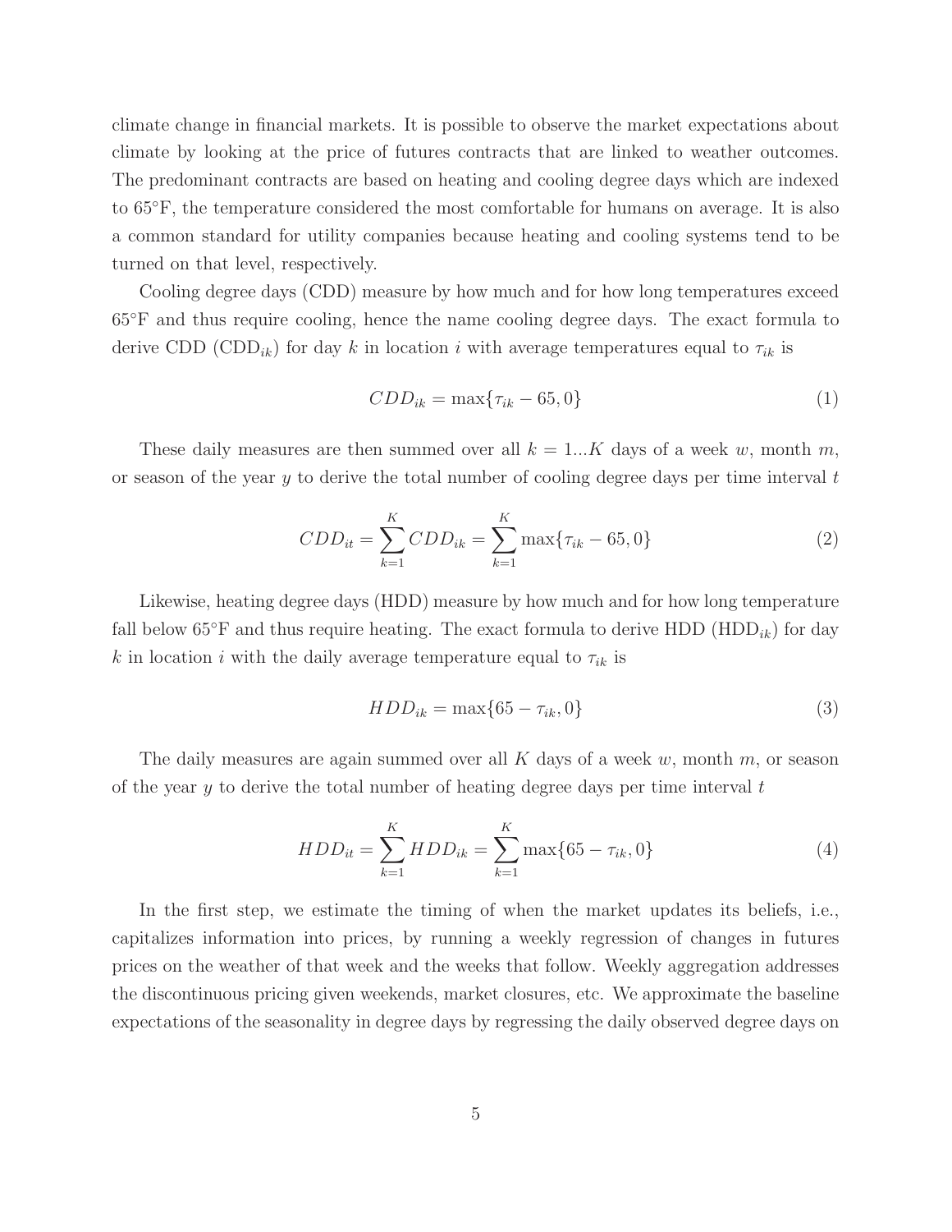climate change in financial markets. It is possible to observe the market expectations about climate by looking at the price of futures contracts that are linked to weather outcomes. The predominant contracts are based on heating and cooling degree days which are indexed to 65°F, the temperature considered the most comfortable for humans on average. It is also a common standard for utility companies because heating and cooling systems tend to be turned on that level, respectively.

Cooling degree days (CDD) measure by how much and for how long temperatures exceed 65°F and thus require cooling, hence the name cooling degree days. The exact formula to derive CDD ($\text{CDD}_{ik}$) for day $k$ in location $i$ with average temperatures equal to $\tau_{ik}$ is

$$CDD_{ik} = \max\{\tau_{ik} - 65, 0\} \tag{1}$$

These daily measures are then summed over all $k = 1...K$ days of a week $w$, month $m$, or season of the year $y$ to derive the total number of cooling degree days per time interval $t$

$$CDD_{it} = \sum_{k=1}^{K} CDD_{ik} = \sum_{k=1}^{K} \max\{\tau_{ik} - 65, 0\} \tag{2}$$

Likewise, heating degree days (HDD) measure by how much and for how long temperature fall below 65°F and thus require heating. The exact formula to derive HDD ($\text{HDD}_{ik}$) for day $k$ in location $i$ with the daily average temperature equal to $\tau_{ik}$ is

$$HDD_{ik} = \max\{65 - \tau_{ik}, 0\} \tag{3}$$

The daily measures are again summed over all $K$ days of a week $w$, month $m$, or season of the year $y$ to derive the total number of heating degree days per time interval $t$

$$HDD_{it} = \sum_{k=1}^{K} HDD_{ik} = \sum_{k=1}^{K} \max\{65 - \tau_{ik}, 0\} \tag{4}$$

In the first step, we estimate the timing of when the market updates its beliefs, i.e., capitalizes information into prices, by running a weekly regression of changes in futures prices on the weather of that week and the weeks that follow. Weekly aggregation addresses the discontinuous pricing given weekends, market closures, etc. We approximate the baseline expectations of the seasonality in degree days by regressing the daily observed degree days on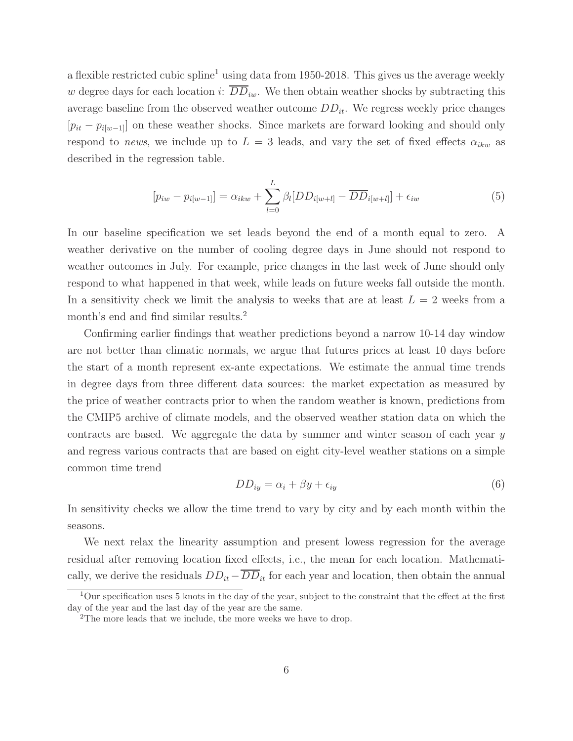a flexible restricted cubic spline[1] using data from 1950-2018. This gives us the average weekly $w$ degree days for each location $i$: $\overline{DD}_{iw}$. We then obtain weather shocks by subtracting this average baseline from the observed weather outcome $DD_{it}$. We regress weekly price changes $[p_{it} - p_{i[w-1]}]$ on these weather shocks. Since markets are forward looking and should only respond to *news*, we include up to $L = 3$ leads, and vary the set of fixed effects $\alpha_{ikw}$ as described in the regression table.

$$[p_{iw} - p_{i[w-1]}] = \alpha_{ikw} + \sum_{l=0}^{L} \beta_l [DD_{i[w+l]} - \overline{DD}_{i[w+l]}] + \epsilon_{iw} \tag{5}$$

In our baseline specification we set leads beyond the end of a month equal to zero. A weather derivative on the number of cooling degree days in June should not respond to weather outcomes in July. For example, price changes in the last week of June should only respond to what happened in that week, while leads on future weeks fall outside the month. In a sensitivity check we limit the analysis to weeks that are at least $L = 2$ weeks from a month's end and find similar results.[2]

Confirming earlier findings that weather predictions beyond a narrow 10-14 day window are not better than climatic normals, we argue that futures prices at least 10 days before the start of a month represent ex-ante expectations. We estimate the annual time trends in degree days from three different data sources: the market expectation as measured by the price of weather contracts prior to when the random weather is known, predictions from the CMIP5 archive of climate models, and the observed weather station data on which the contracts are based. We aggregate the data by summer and winter season of each year $y$ and regress various contracts that are based on eight city-level weather stations on a simple common time trend

$$DD_{iy} = \alpha_i + \beta y + \epsilon_{iy} \tag{6}$$

In sensitivity checks we allow the time trend to vary by city and by each month within the seasons.

We next relax the linearity assumption and present lowess regression for the average residual after removing location fixed effects, i.e., the mean for each location. Mathematically, we derive the residuals $DD_{it} - \overline{DD}_{it}$ for each year and location, then obtain the annual

[1] Our specification uses 5 knots in the day of the year, subject to the constraint that the effect at the first day of the year and the last day of the year are the same.

[2] The more leads that we include, the more weeks we have to drop.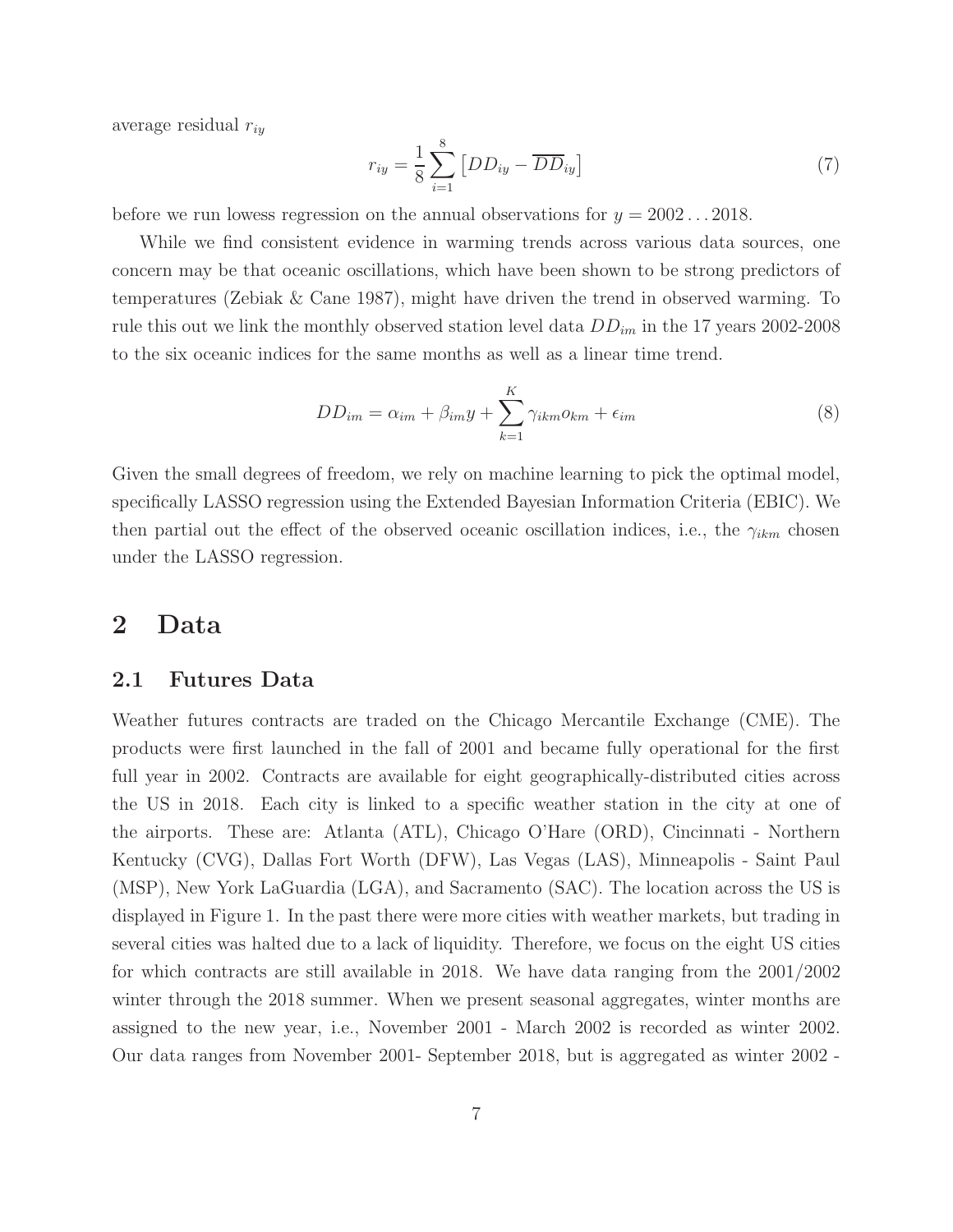average residual $r_{iy}$

$$r_{iy} = \frac{1}{8} \sum_{i=1}^{8} \left[ DD_{iy} - \overline{DD}_{iy} \right] \tag{7}$$

before we run lowess regression on the annual observations for $y = 2002 \ldots 2018$.

While we find consistent evidence in warming trends across various data sources, one concern may be that oceanic oscillations, which have been shown to be strong predictors of temperatures (Zebiak & Cane 1987), might have driven the trend in observed warming. To rule this out we link the monthly observed station level data $DD_{im}$ in the 17 years 2002-2008 to the six oceanic indices for the same months as well as a linear time trend.

$$DD_{im} = \alpha_{im} + \beta_{im} y + \sum_{k=1}^{K} \gamma_{ikm} o_{km} + \epsilon_{im} \tag{8}$$

Given the small degrees of freedom, we rely on machine learning to pick the optimal model, specifically LASSO regression using the Extended Bayesian Information Criteria (EBIC). We then partial out the effect of the observed oceanic oscillation indices, i.e., the $\gamma_{ikm}$ chosen under the LASSO regression.

## 2 Data

### 2.1 Futures Data

Weather futures contracts are traded on the Chicago Mercantile Exchange (CME). The products were first launched in the fall of 2001 and became fully operational for the first full year in 2002. Contracts are available for eight geographically-distributed cities across the US in 2018. Each city is linked to a specific weather station in the city at one of the airports. These are: Atlanta (ATL), Chicago O'Hare (ORD), Cincinnati - Northern Kentucky (CVG), Dallas Fort Worth (DFW), Las Vegas (LAS), Minneapolis - Saint Paul (MSP), New York LaGuardia (LGA), and Sacramento (SAC). The location across the US is displayed in Figure 1. In the past there were more cities with weather markets, but trading in several cities was halted due to a lack of liquidity. Therefore, we focus on the eight US cities for which contracts are still available in 2018. We have data ranging from the 2001/2002 winter through the 2018 summer. When we present seasonal aggregates, winter months are assigned to the new year, i.e., November 2001 - March 2002 is recorded as winter 2002. Our data ranges from November 2001- September 2018, but is aggregated as winter 2002 -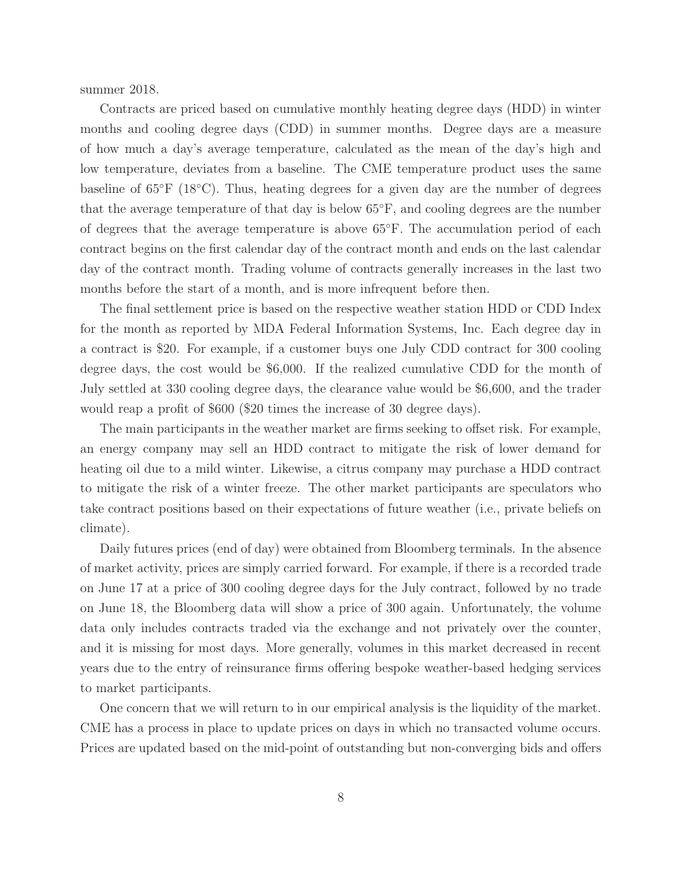summer 2018.

Contracts are priced based on cumulative monthly heating degree days (HDD) in winter months and cooling degree days (CDD) in summer months. Degree days are a measure of how much a day's average temperature, calculated as the mean of the day's high and low temperature, deviates from a baseline. The CME temperature product uses the same baseline of 65°F (18°C). Thus, heating degrees for a given day are the number of degrees that the average temperature of that day is below 65°F, and cooling degrees are the number of degrees that the average temperature is above 65°F. The accumulation period of each contract begins on the first calendar day of the contract month and ends on the last calendar day of the contract month. Trading volume of contracts generally increases in the last two months before the start of a month, and is more infrequent before then.

The final settlement price is based on the respective weather station HDD or CDD Index for the month as reported by MDA Federal Information Systems, Inc. Each degree day in a contract is $20. For example, if a customer buys one July CDD contract for 300 cooling degree days, the cost would be $6,000. If the realized cumulative CDD for the month of July settled at 330 cooling degree days, the clearance value would be $6,600, and the trader would reap a profit of $600 ($20 times the increase of 30 degree days).

The main participants in the weather market are firms seeking to offset risk. For example, an energy company may sell an HDD contract to mitigate the risk of lower demand for heating oil due to a mild winter. Likewise, a citrus company may purchase a HDD contract to mitigate the risk of a winter freeze. The other market participants are speculators who take contract positions based on their expectations of future weather (i.e., private beliefs on climate).

Daily futures prices (end of day) were obtained from Bloomberg terminals. In the absence of market activity, prices are simply carried forward. For example, if there is a recorded trade on June 17 at a price of 300 cooling degree days for the July contract, followed by no trade on June 18, the Bloomberg data will show a price of 300 again. Unfortunately, the volume data only includes contracts traded via the exchange and not privately over the counter, and it is missing for most days. More generally, volumes in this market decreased in recent years due to the entry of reinsurance firms offering bespoke weather-based hedging services to market participants.

One concern that we will return to in our empirical analysis is the liquidity of the market. CME has a process in place to update prices on days in which no transacted volume occurs. Prices are updated based on the mid-point of outstanding but non-converging bids and offers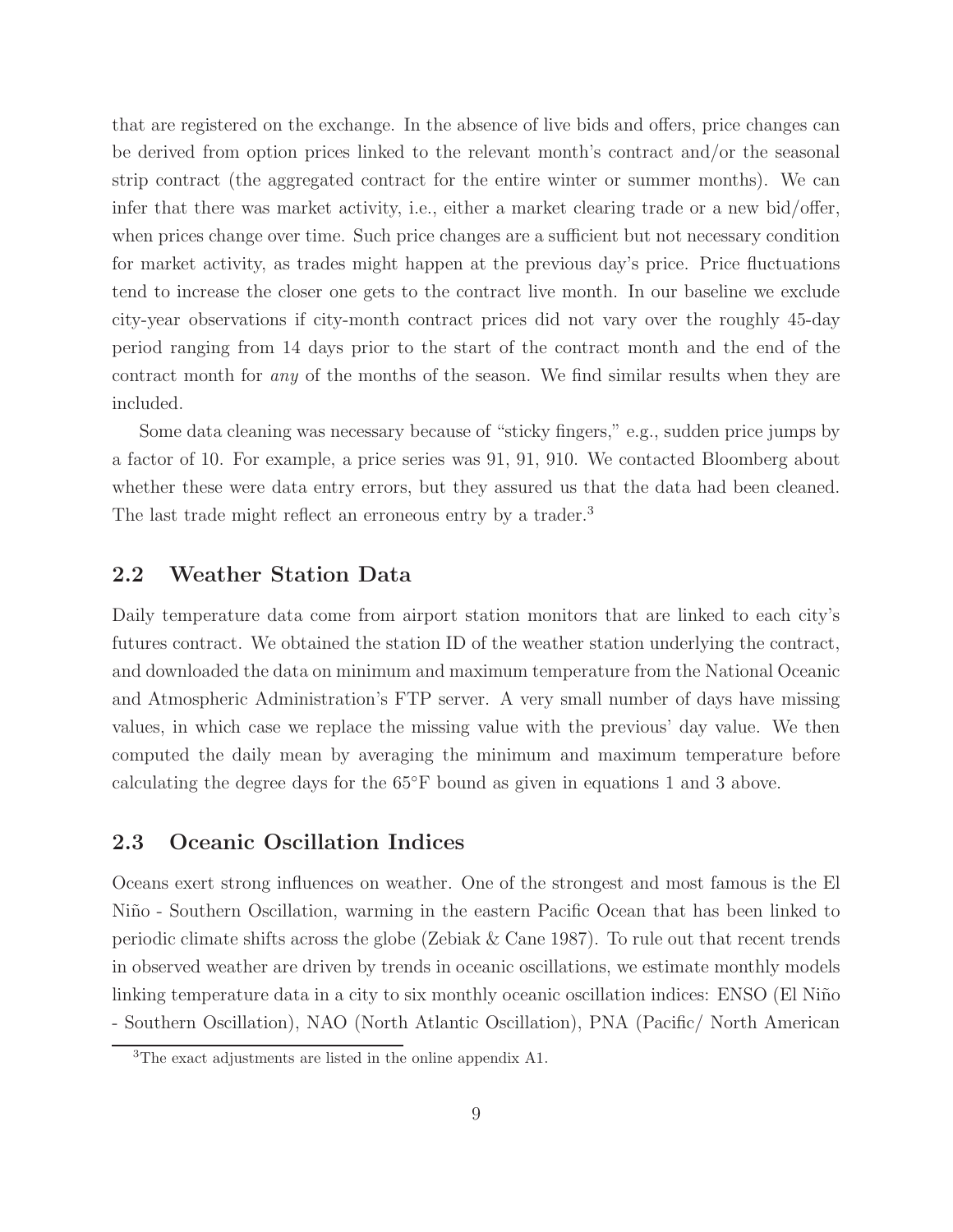that are registered on the exchange. In the absence of live bids and offers, price changes can be derived from option prices linked to the relevant month's contract and/or the seasonal strip contract (the aggregated contract for the entire winter or summer months). We can infer that there was market activity, i.e., either a market clearing trade or a new bid/offer, when prices change over time. Such price changes are a sufficient but not necessary condition for market activity, as trades might happen at the previous day's price. Price fluctuations tend to increase the closer one gets to the contract live month. In our baseline we exclude city-year observations if city-month contract prices did not vary over the roughly 45-day period ranging from 14 days prior to the start of the contract month and the end of the contract month for *any* of the months of the season. We find similar results when they are included.

Some data cleaning was necessary because of "sticky fingers," e.g., sudden price jumps by a factor of 10. For example, a price series was 91, 91, 910. We contacted Bloomberg about whether these were data entry errors, but they assured us that the data had been cleaned. The last trade might reflect an erroneous entry by a trader.[3]

## 2.2 Weather Station Data

Daily temperature data come from airport station monitors that are linked to each city's futures contract. We obtained the station ID of the weather station underlying the contract, and downloaded the data on minimum and maximum temperature from the National Oceanic and Atmospheric Administration's FTP server. A very small number of days have missing values, in which case we replace the missing value with the previous' day value. We then computed the daily mean by averaging the minimum and maximum temperature before calculating the degree days for the 65°F bound as given in equations 1 and 3 above.

## 2.3 Oceanic Oscillation Indices

Oceans exert strong influences on weather. One of the strongest and most famous is the El Niño - Southern Oscillation, warming in the eastern Pacific Ocean that has been linked to periodic climate shifts across the globe (Zebiak & Cane 1987). To rule out that recent trends in observed weather are driven by trends in oceanic oscillations, we estimate monthly models linking temperature data in a city to six monthly oceanic oscillation indices: ENSO (El Niño - Southern Oscillation), NAO (North Atlantic Oscillation), PNA (Pacific/ North American

[3] The exact adjustments are listed in the online appendix A1.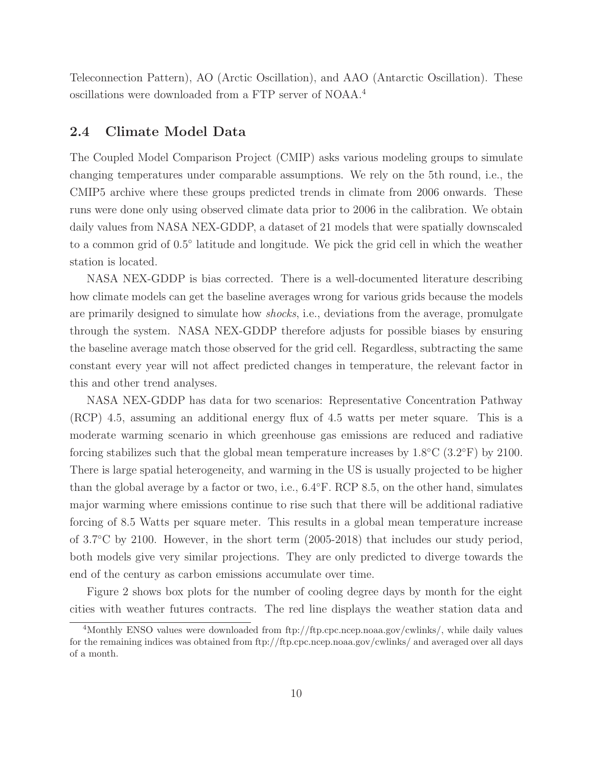Teleconnection Pattern), AO (Arctic Oscillation), and AAO (Antarctic Oscillation). These oscillations were downloaded from a FTP server of NOAA.[4]

## 2.4 Climate Model Data

The Coupled Model Comparison Project (CMIP) asks various modeling groups to simulate changing temperatures under comparable assumptions. We rely on the 5th round, i.e., the CMIP5 archive where these groups predicted trends in climate from 2006 onwards. These runs were done only using observed climate data prior to 2006 in the calibration. We obtain daily values from NASA NEX-GDDP, a dataset of 21 models that were spatially downscaled to a common grid of 0.5° latitude and longitude. We pick the grid cell in which the weather station is located.

NASA NEX-GDDP is bias corrected. There is a well-documented literature describing how climate models can get the baseline averages wrong for various grids because the models are primarily designed to simulate how *shocks*, i.e., deviations from the average, promulgate through the system. NASA NEX-GDDP therefore adjusts for possible biases by ensuring the baseline average match those observed for the grid cell. Regardless, subtracting the same constant every year will not affect predicted changes in temperature, the relevant factor in this and other trend analyses.

NASA NEX-GDDP has data for two scenarios: Representative Concentration Pathway (RCP) 4.5, assuming an additional energy flux of 4.5 watts per meter square. This is a moderate warming scenario in which greenhouse gas emissions are reduced and radiative forcing stabilizes such that the global mean temperature increases by 1.8°C (3.2°F) by 2100. There is large spatial heterogeneity, and warming in the US is usually projected to be higher than the global average by a factor or two, i.e., 6.4°F. RCP 8.5, on the other hand, simulates major warming where emissions continue to rise such that there will be additional radiative forcing of 8.5 Watts per square meter. This results in a global mean temperature increase of 3.7°C by 2100. However, in the short term (2005-2018) that includes our study period, both models give very similar projections. They are only predicted to diverge towards the end of the century as carbon emissions accumulate over time.

Figure 2 shows box plots for the number of cooling degree days by month for the eight cities with weather futures contracts. The red line displays the weather station data and

[4] Monthly ENSO values were downloaded from ftp://ftp.cpc.ncep.noaa.gov/cwlinks/, while daily values for the remaining indices was obtained from ftp://ftp.cpc.ncep.noaa.gov/cwlinks/ and averaged over all days of a month.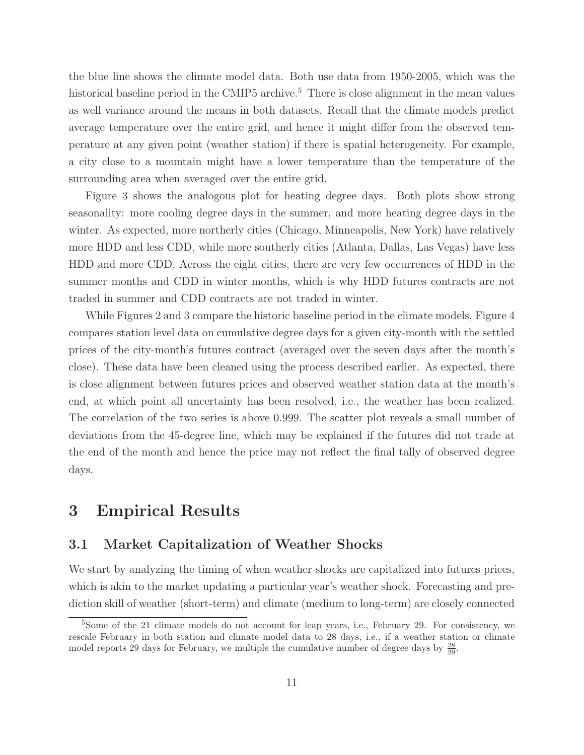the blue line shows the climate model data. Both use data from 1950-2005, which was the historical baseline period in the CMIP5 archive.[5] There is close alignment in the mean values as well variance around the means in both datasets. Recall that the climate models predict average temperature over the entire grid, and hence it might differ from the observed temperature at any given point (weather station) if there is spatial heterogeneity. For example, a city close to a mountain might have a lower temperature than the temperature of the surrounding area when averaged over the entire grid.

Figure 3 shows the analogous plot for heating degree days. Both plots show strong seasonality: more cooling degree days in the summer, and more heating degree days in the winter. As expected, more northerly cities (Chicago, Minneapolis, New York) have relatively more HDD and less CDD, while more southerly cities (Atlanta, Dallas, Las Vegas) have less HDD and more CDD. Across the eight cities, there are very few occurrences of HDD in the summer months and CDD in winter months, which is why HDD futures contracts are not traded in summer and CDD contracts are not traded in winter.

While Figures 2 and 3 compare the historic baseline period in the climate models, Figure 4 compares station level data on cumulative degree days for a given city-month with the settled prices of the city-month's futures contract (averaged over the seven days after the month's close). These data have been cleaned using the process described earlier. As expected, there is close alignment between futures prices and observed weather station data at the month's end, at which point all uncertainty has been resolved, i.e., the weather has been realized. The correlation of the two series is above 0.999. The scatter plot reveals a small number of deviations from the 45-degree line, which may be explained if the futures did not trade at the end of the month and hence the price may not reflect the final tally of observed degree days.

# 3 Empirical Results

## 3.1 Market Capitalization of Weather Shocks

We start by analyzing the timing of when weather shocks are capitalized into futures prices, which is akin to the market updating a particular year's weather shock. Forecasting and prediction skill of weather (short-term) and climate (medium to long-term) are closely connected

[5] Some of the 21 climate models do not account for leap years, i.e., February 29. For consistency, we rescale February in both station and climate model data to 28 days, i.e., if a weather station or climate model reports 29 days for February, we multiple the cumulative number of degree days by $\frac{28}{29}$.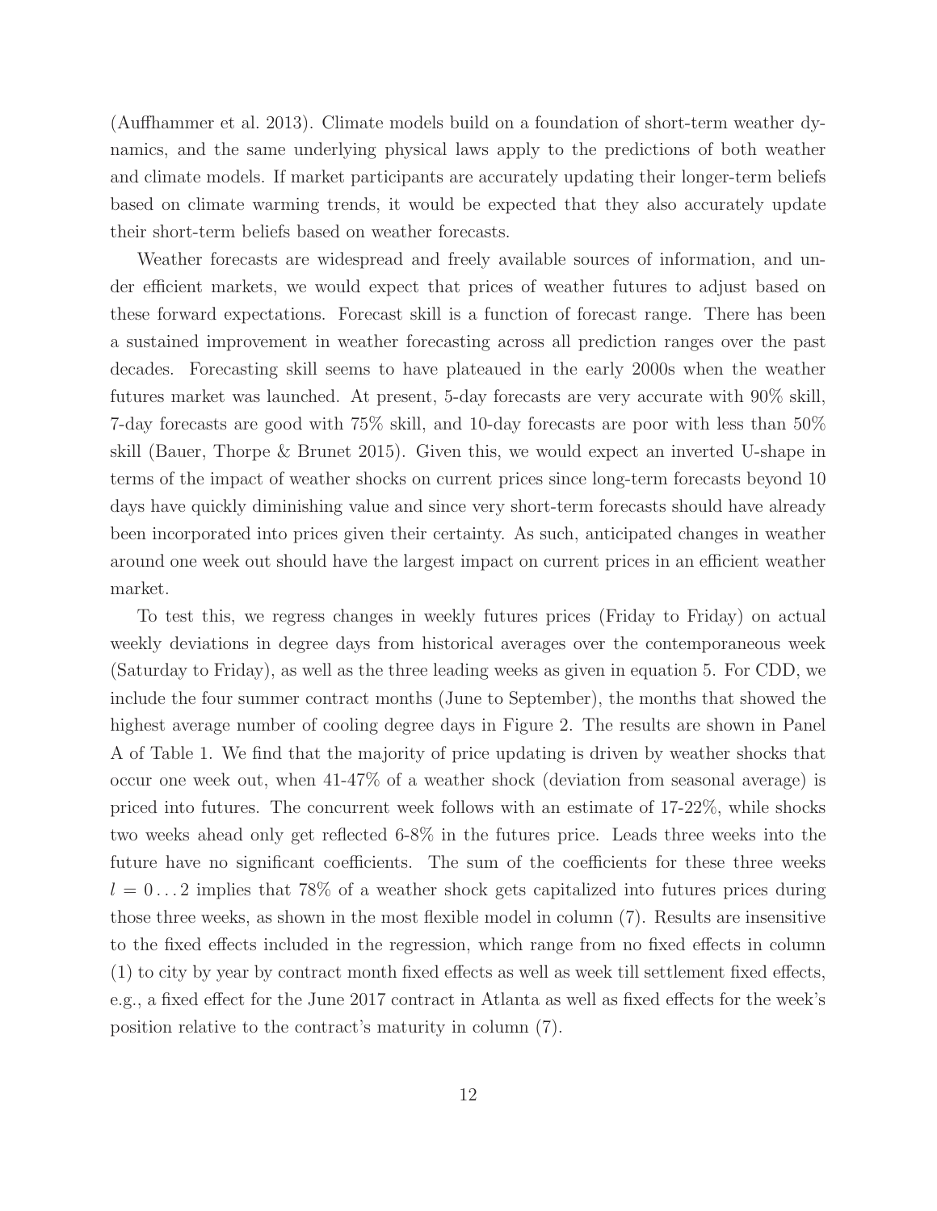(Auffhammer et al. 2013). Climate models build on a foundation of short-term weather dynamics, and the same underlying physical laws apply to the predictions of both weather and climate models. If market participants are accurately updating their longer-term beliefs based on climate warming trends, it would be expected that they also accurately update their short-term beliefs based on weather forecasts.

Weather forecasts are widespread and freely available sources of information, and under efficient markets, we would expect that prices of weather futures to adjust based on these forward expectations. Forecast skill is a function of forecast range. There has been a sustained improvement in weather forecasting across all prediction ranges over the past decades. Forecasting skill seems to have plateaued in the early 2000s when the weather futures market was launched. At present, 5-day forecasts are very accurate with 90% skill, 7-day forecasts are good with 75% skill, and 10-day forecasts are poor with less than 50% skill (Bauer, Thorpe & Brunet 2015). Given this, we would expect an inverted U-shape in terms of the impact of weather shocks on current prices since long-term forecasts beyond 10 days have quickly diminishing value and since very short-term forecasts should have already been incorporated into prices given their certainty. As such, anticipated changes in weather around one week out should have the largest impact on current prices in an efficient weather market.

To test this, we regress changes in weekly futures prices (Friday to Friday) on actual weekly deviations in degree days from historical averages over the contemporaneous week (Saturday to Friday), as well as the three leading weeks as given in equation 5. For CDD, we include the four summer contract months (June to September), the months that showed the highest average number of cooling degree days in Figure 2. The results are shown in Panel A of Table 1. We find that the majority of price updating is driven by weather shocks that occur one week out, when 41-47% of a weather shock (deviation from seasonal average) is priced into futures. The concurrent week follows with an estimate of 17-22%, while shocks two weeks ahead only get reflected 6-8% in the futures price. Leads three weeks into the future have no significant coefficients. The sum of the coefficients for these three weeks $l = 0 \dots 2$ implies that 78% of a weather shock gets capitalized into futures prices during those three weeks, as shown in the most flexible model in column (7). Results are insensitive to the fixed effects included in the regression, which range from no fixed effects in column (1) to city by year by contract month fixed effects as well as week till settlement fixed effects, e.g., a fixed effect for the June 2017 contract in Atlanta as well as fixed effects for the week's position relative to the contract's maturity in column (7).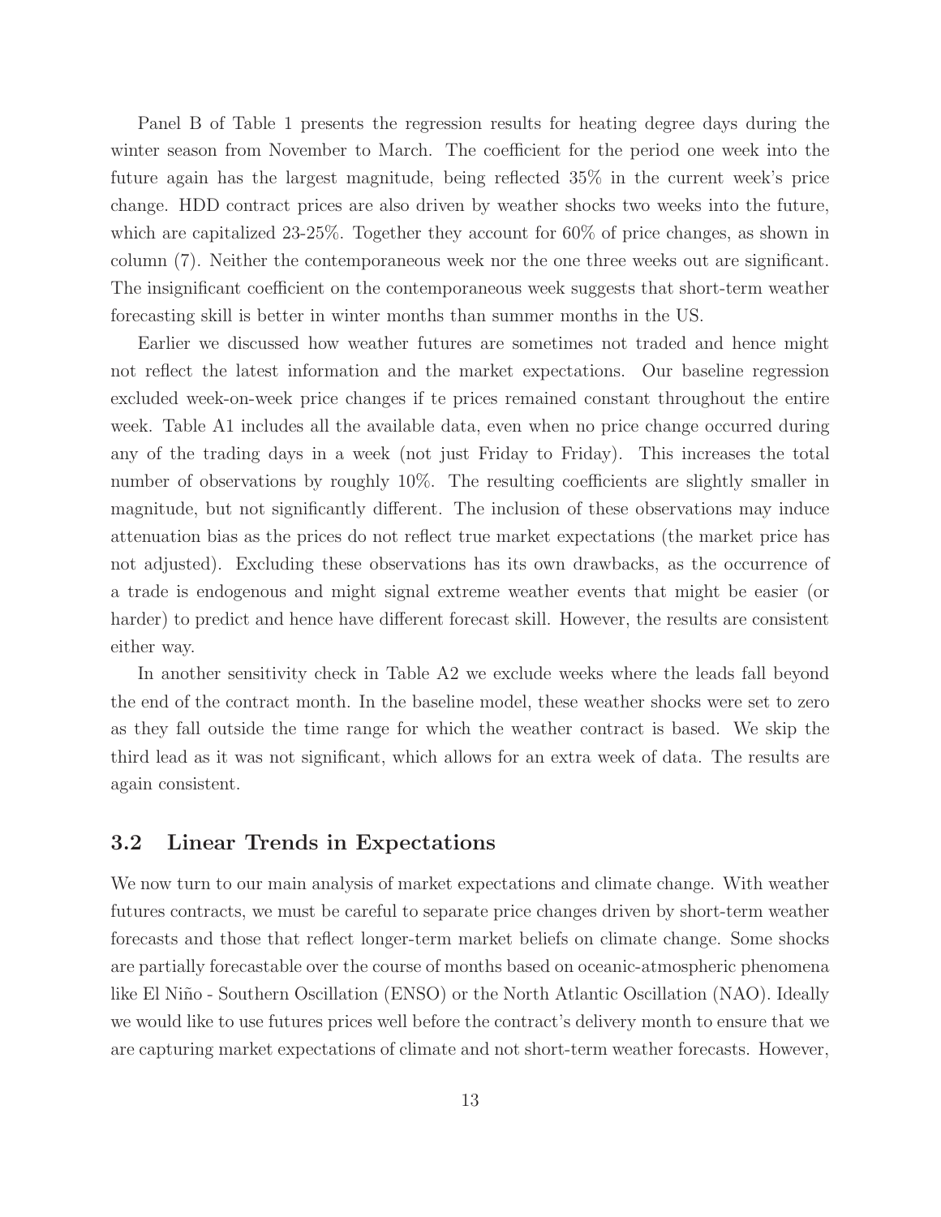Panel B of Table 1 presents the regression results for heating degree days during the winter season from November to March. The coefficient for the period one week into the future again has the largest magnitude, being reflected 35% in the current week's price change. HDD contract prices are also driven by weather shocks two weeks into the future, which are capitalized 23-25%. Together they account for 60% of price changes, as shown in column (7). Neither the contemporaneous week nor the one three weeks out are significant. The insignificant coefficient on the contemporaneous week suggests that short-term weather forecasting skill is better in winter months than summer months in the US.

Earlier we discussed how weather futures are sometimes not traded and hence might not reflect the latest information and the market expectations. Our baseline regression excluded week-on-week price changes if te prices remained constant throughout the entire week. Table A1 includes all the available data, even when no price change occurred during any of the trading days in a week (not just Friday to Friday). This increases the total number of observations by roughly 10%. The resulting coefficients are slightly smaller in magnitude, but not significantly different. The inclusion of these observations may induce attenuation bias as the prices do not reflect true market expectations (the market price has not adjusted). Excluding these observations has its own drawbacks, as the occurrence of a trade is endogenous and might signal extreme weather events that might be easier (or harder) to predict and hence have different forecast skill. However, the results are consistent either way.

In another sensitivity check in Table A2 we exclude weeks where the leads fall beyond the end of the contract month. In the baseline model, these weather shocks were set to zero as they fall outside the time range for which the weather contract is based. We skip the third lead as it was not significant, which allows for an extra week of data. The results are again consistent.

### 3.2 Linear Trends in Expectations

We now turn to our main analysis of market expectations and climate change. With weather futures contracts, we must be careful to separate price changes driven by short-term weather forecasts and those that reflect longer-term market beliefs on climate change. Some shocks are partially forecastable over the course of months based on oceanic-atmospheric phenomena like El Niño - Southern Oscillation (ENSO) or the North Atlantic Oscillation (NAO). Ideally we would like to use futures prices well before the contract's delivery month to ensure that we are capturing market expectations of climate and not short-term weather forecasts. However,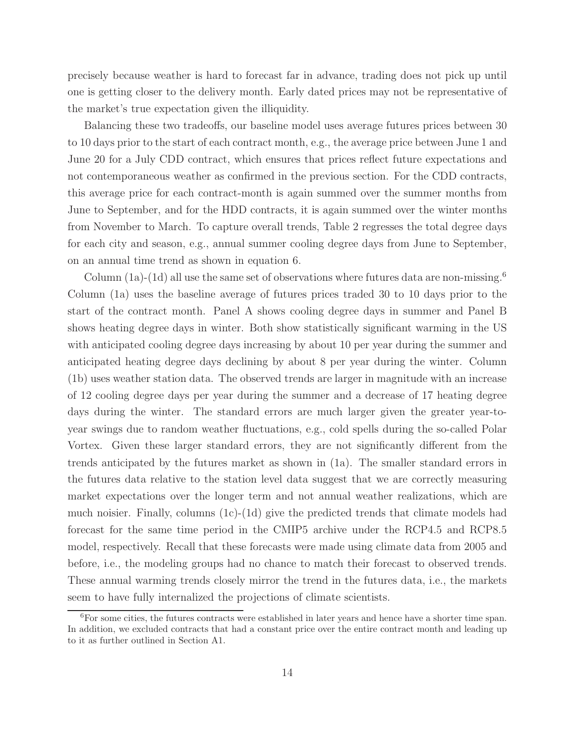precisely because weather is hard to forecast far in advance, trading does not pick up until one is getting closer to the delivery month. Early dated prices may not be representative of the market's true expectation given the illiquidity.

Balancing these two tradeoffs, our baseline model uses average futures prices between 30 to 10 days prior to the start of each contract month, e.g., the average price between June 1 and June 20 for a July CDD contract, which ensures that prices reflect future expectations and not contemporaneous weather as confirmed in the previous section. For the CDD contracts, this average price for each contract-month is again summed over the summer months from June to September, and for the HDD contracts, it is again summed over the winter months from November to March. To capture overall trends, Table 2 regresses the total degree days for each city and season, e.g., annual summer cooling degree days from June to September, on an annual time trend as shown in equation 6.

Column (1a)-(1d) all use the same set of observations where futures data are non-missing.[6] Column (1a) uses the baseline average of futures prices traded 30 to 10 days prior to the start of the contract month. Panel A shows cooling degree days in summer and Panel B shows heating degree days in winter. Both show statistically significant warming in the US with anticipated cooling degree days increasing by about 10 per year during the summer and anticipated heating degree days declining by about 8 per year during the winter. Column (1b) uses weather station data. The observed trends are larger in magnitude with an increase of 12 cooling degree days per year during the summer and a decrease of 17 heating degree days during the winter. The standard errors are much larger given the greater year-to-year swings due to random weather fluctuations, e.g., cold spells during the so-called Polar Vortex. Given these larger standard errors, they are not significantly different from the trends anticipated by the futures market as shown in (1a). The smaller standard errors in the futures data relative to the station level data suggest that we are correctly measuring market expectations over the longer term and not annual weather realizations, which are much noisier. Finally, columns (1c)-(1d) give the predicted trends that climate models had forecast for the same time period in the CMIP5 archive under the RCP4.5 and RCP8.5 model, respectively. Recall that these forecasts were made using climate data from 2005 and before, i.e., the modeling groups had no chance to match their forecast to observed trends. These annual warming trends closely mirror the trend in the futures data, i.e., the markets seem to have fully internalized the projections of climate scientists.

[6]For some cities, the futures contracts were established in later years and hence have a shorter time span. In addition, we excluded contracts that had a constant price over the entire contract month and leading up to it as further outlined in Section A1.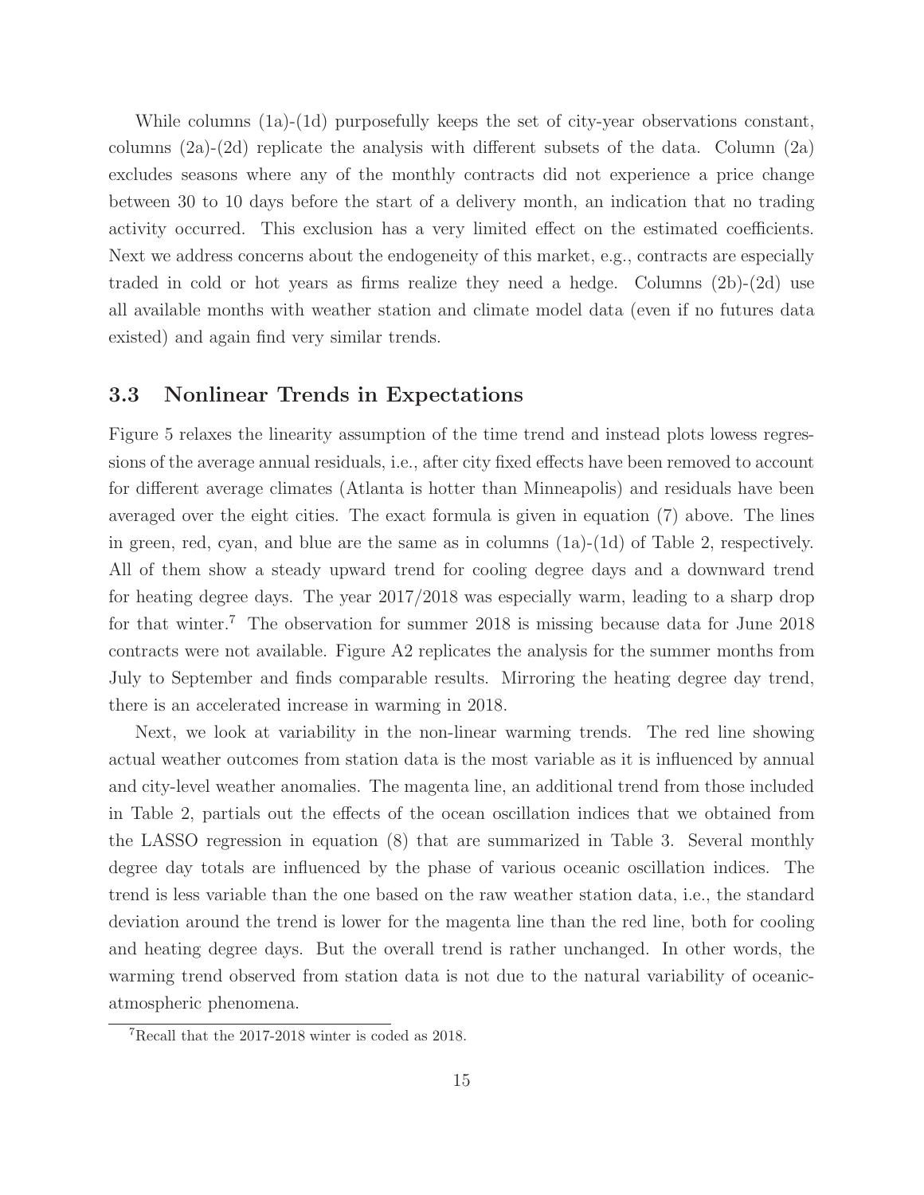While columns (1a)-(1d) purposefully keeps the set of city-year observations constant, columns (2a)-(2d) replicate the analysis with different subsets of the data. Column (2a) excludes seasons where any of the monthly contracts did not experience a price change between 30 to 10 days before the start of a delivery month, an indication that no trading activity occurred. This exclusion has a very limited effect on the estimated coefficients. Next we address concerns about the endogeneity of this market, e.g., contracts are especially traded in cold or hot years as firms realize they need a hedge. Columns (2b)-(2d) use all available months with weather station and climate model data (even if no futures data existed) and again find very similar trends.

### 3.3 Nonlinear Trends in Expectations

Figure 5 relaxes the linearity assumption of the time trend and instead plots lowess regressions of the average annual residuals, i.e., after city fixed effects have been removed to account for different average climates (Atlanta is hotter than Minneapolis) and residuals have been averaged over the eight cities. The exact formula is given in equation (7) above. The lines in green, red, cyan, and blue are the same as in columns (1a)-(1d) of Table 2, respectively. All of them show a steady upward trend for cooling degree days and a downward trend for heating degree days. The year 2017/2018 was especially warm, leading to a sharp drop for that winter.[7] The observation for summer 2018 is missing because data for June 2018 contracts were not available. Figure A2 replicates the analysis for the summer months from July to September and finds comparable results. Mirroring the heating degree day trend, there is an accelerated increase in warming in 2018.

Next, we look at variability in the non-linear warming trends. The red line showing actual weather outcomes from station data is the most variable as it is influenced by annual and city-level weather anomalies. The magenta line, an additional trend from those included in Table 2, partials out the effects of the ocean oscillation indices that we obtained from the LASSO regression in equation (8) that are summarized in Table 3. Several monthly degree day totals are influenced by the phase of various oceanic oscillation indices. The trend is less variable than the one based on the raw weather station data, i.e., the standard deviation around the trend is lower for the magenta line than the red line, both for cooling and heating degree days. But the overall trend is rather unchanged. In other words, the warming trend observed from station data is not due to the natural variability of oceanic-atmospheric phenomena.

[7] Recall that the 2017-2018 winter is coded as 2018.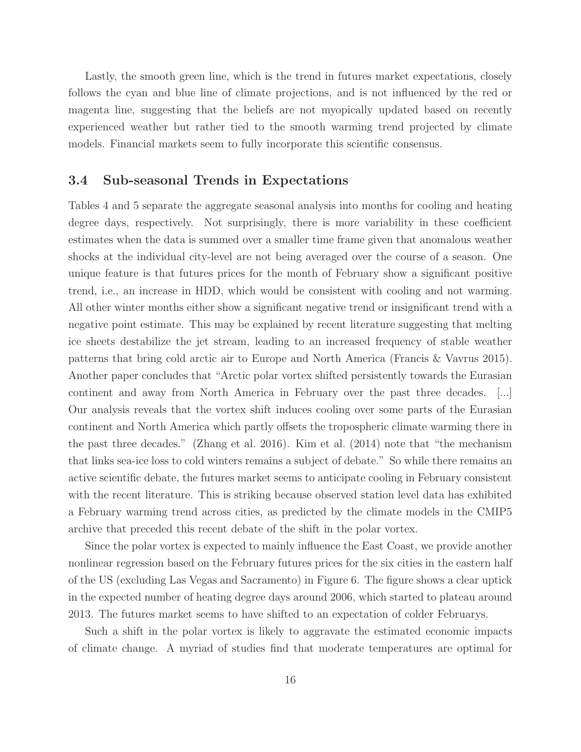Lastly, the smooth green line, which is the trend in futures market expectations, closely follows the cyan and blue line of climate projections, and is not influenced by the red or magenta line, suggesting that the beliefs are not myopically updated based on recently experienced weather but rather tied to the smooth warming trend projected by climate models. Financial markets seem to fully incorporate this scientific consensus.

## 3.4 Sub-seasonal Trends in Expectations

Tables 4 and 5 separate the aggregate seasonal analysis into months for cooling and heating degree days, respectively. Not surprisingly, there is more variability in these coefficient estimates when the data is summed over a smaller time frame given that anomalous weather shocks at the individual city-level are not being averaged over the course of a season. One unique feature is that futures prices for the month of February show a significant positive trend, i.e., an increase in HDD, which would be consistent with cooling and not warming. All other winter months either show a significant negative trend or insignificant trend with a negative point estimate. This may be explained by recent literature suggesting that melting ice sheets destabilize the jet stream, leading to an increased frequency of stable weather patterns that bring cold arctic air to Europe and North America (Francis & Vavrus 2015). Another paper concludes that "Arctic polar vortex shifted persistently towards the Eurasian continent and away from North America in February over the past three decades. [...] Our analysis reveals that the vortex shift induces cooling over some parts of the Eurasian continent and North America which partly offsets the tropospheric climate warming there in the past three decades." (Zhang et al. 2016). Kim et al. (2014) note that "the mechanism that links sea-ice loss to cold winters remains a subject of debate." So while there remains an active scientific debate, the futures market seems to anticipate cooling in February consistent with the recent literature. This is striking because observed station level data has exhibited a February warming trend across cities, as predicted by the climate models in the CMIP5 archive that preceded this recent debate of the shift in the polar vortex.

Since the polar vortex is expected to mainly influence the East Coast, we provide another nonlinear regression based on the February futures prices for the six cities in the eastern half of the US (excluding Las Vegas and Sacramento) in Figure 6. The figure shows a clear uptick in the expected number of heating degree days around 2006, which started to plateau around 2013. The futures market seems to have shifted to an expectation of colder Februarys.

Such a shift in the polar vortex is likely to aggravate the estimated economic impacts of climate change. A myriad of studies find that moderate temperatures are optimal for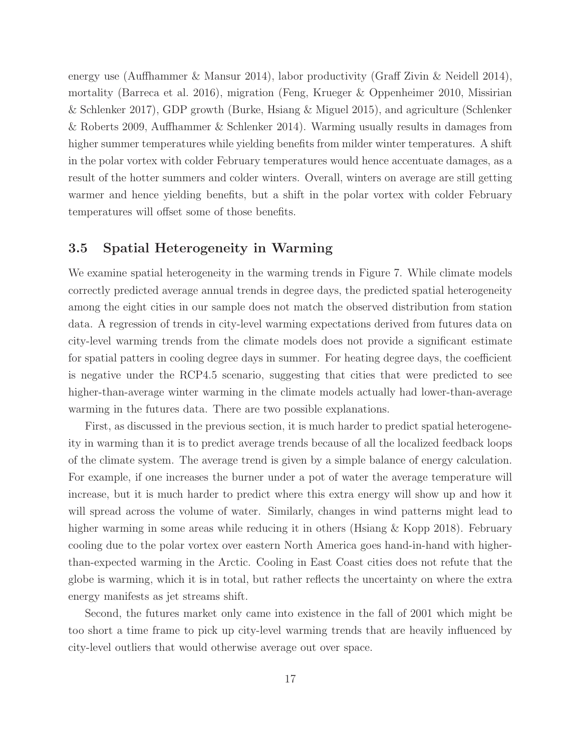energy use (Auffhammer & Mansur 2014), labor productivity (Graff Zivin & Neidell 2014), mortality (Barreca et al. 2016), migration (Feng, Krueger & Oppenheimer 2010, Missirian & Schlenker 2017), GDP growth (Burke, Hsiang & Miguel 2015), and agriculture (Schlenker & Roberts 2009, Auffhammer & Schlenker 2014). Warming usually results in damages from higher summer temperatures while yielding benefits from milder winter temperatures. A shift in the polar vortex with colder February temperatures would hence accentuate damages, as a result of the hotter summers and colder winters. Overall, winters on average are still getting warmer and hence yielding benefits, but a shift in the polar vortex with colder February temperatures will offset some of those benefits.

### 3.5 Spatial Heterogeneity in Warming

We examine spatial heterogeneity in the warming trends in Figure 7. While climate models correctly predicted average annual trends in degree days, the predicted spatial heterogeneity among the eight cities in our sample does not match the observed distribution from station data. A regression of trends in city-level warming expectations derived from futures data on city-level warming trends from the climate models does not provide a significant estimate for spatial patters in cooling degree days in summer. For heating degree days, the coefficient is negative under the RCP4.5 scenario, suggesting that cities that were predicted to see higher-than-average winter warming in the climate models actually had lower-than-average warming in the futures data. There are two possible explanations.

First, as discussed in the previous section, it is much harder to predict spatial heterogeneity in warming than it is to predict average trends because of all the localized feedback loops of the climate system. The average trend is given by a simple balance of energy calculation. For example, if one increases the burner under a pot of water the average temperature will increase, but it is much harder to predict where this extra energy will show up and how it will spread across the volume of water. Similarly, changes in wind patterns might lead to higher warming in some areas while reducing it in others (Hsiang & Kopp 2018). February cooling due to the polar vortex over eastern North America goes hand-in-hand with higher-than-expected warming in the Arctic. Cooling in East Coast cities does not refute that the globe is warming, which it is in total, but rather reflects the uncertainty on where the extra energy manifests as jet streams shift.

Second, the futures market only came into existence in the fall of 2001 which might be too short a time frame to pick up city-level warming trends that are heavily influenced by city-level outliers that would otherwise average out over space.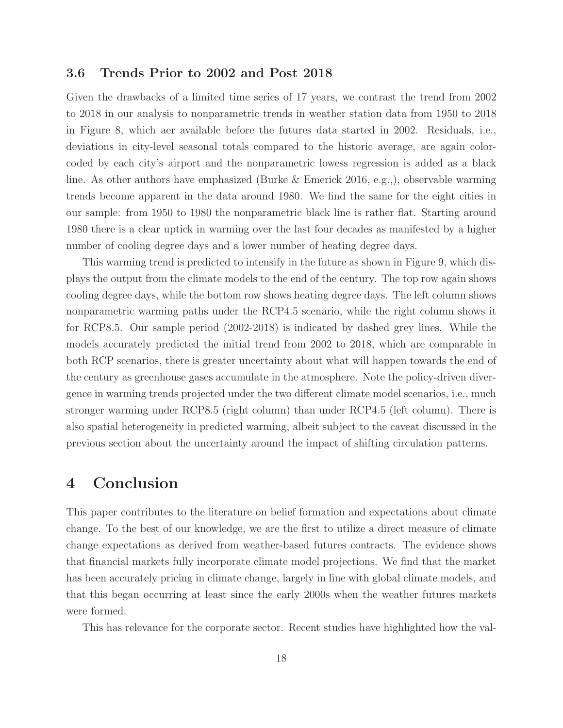### 3.6 Trends Prior to 2002 and Post 2018

Given the drawbacks of a limited time series of 17 years, we contrast the trend from 2002 to 2018 in our analysis to nonparametric trends in weather station data from 1950 to 2018 in Figure 8, which aer available before the futures data started in 2002. Residuals, i.e., deviations in city-level seasonal totals compared to the historic average, are again color-coded by each city's airport and the nonparametric lowess regression is added as a black line. As other authors have emphasized (Burke & Emerick 2016, e.g.,), observable warming trends become apparent in the data around 1980. We find the same for the eight cities in our sample: from 1950 to 1980 the nonparametric black line is rather flat. Starting around 1980 there is a clear uptick in warming over the last four decades as manifested by a higher number of cooling degree days and a lower number of heating degree days.

This warming trend is predicted to intensify in the future as shown in Figure 9, which displays the output from the climate models to the end of the century. The top row again shows cooling degree days, while the bottom row shows heating degree days. The left column shows nonparametric warming paths under the RCP4.5 scenario, while the right column shows it for RCP8.5. Our sample period (2002-2018) is indicated by dashed grey lines. While the models accurately predicted the initial trend from 2002 to 2018, which are comparable in both RCP scenarios, there is greater uncertainty about what will happen towards the end of the century as greenhouse gases accumulate in the atmosphere. Note the policy-driven divergence in warming trends projected under the two different climate model scenarios, i.e., much stronger warming under RCP8.5 (right column) than under RCP4.5 (left column). There is also spatial heterogeneity in predicted warming, albeit subject to the caveat discussed in the previous section about the uncertainty around the impact of shifting circulation patterns.

## 4 Conclusion

This paper contributes to the literature on belief formation and expectations about climate change. To the best of our knowledge, we are the first to utilize a direct measure of climate change expectations as derived from weather-based futures contracts. The evidence shows that financial markets fully incorporate climate model projections. We find that the market has been accurately pricing in climate change, largely in line with global climate models, and that this began occurring at least since the early 2000s when the weather futures markets were formed.

This has relevance for the corporate sector. Recent studies have highlighted how the val-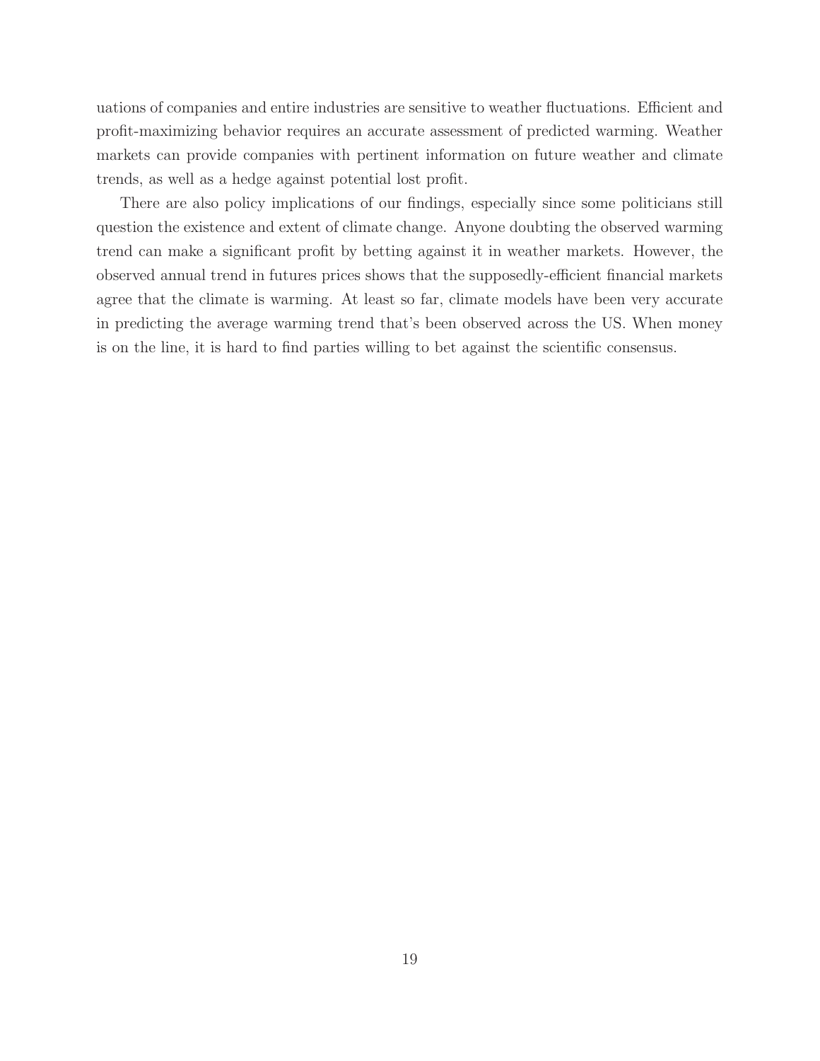uations of companies and entire industries are sensitive to weather fluctuations. Efficient and profit-maximizing behavior requires an accurate assessment of predicted warming. Weather markets can provide companies with pertinent information on future weather and climate trends, as well as a hedge against potential lost profit.

There are also policy implications of our findings, especially since some politicians still question the existence and extent of climate change. Anyone doubting the observed warming trend can make a significant profit by betting against it in weather markets. However, the observed annual trend in futures prices shows that the supposedly-efficient financial markets agree that the climate is warming. At least so far, climate models have been very accurate in predicting the average warming trend that's been observed across the US. When money is on the line, it is hard to find parties willing to bet against the scientific consensus.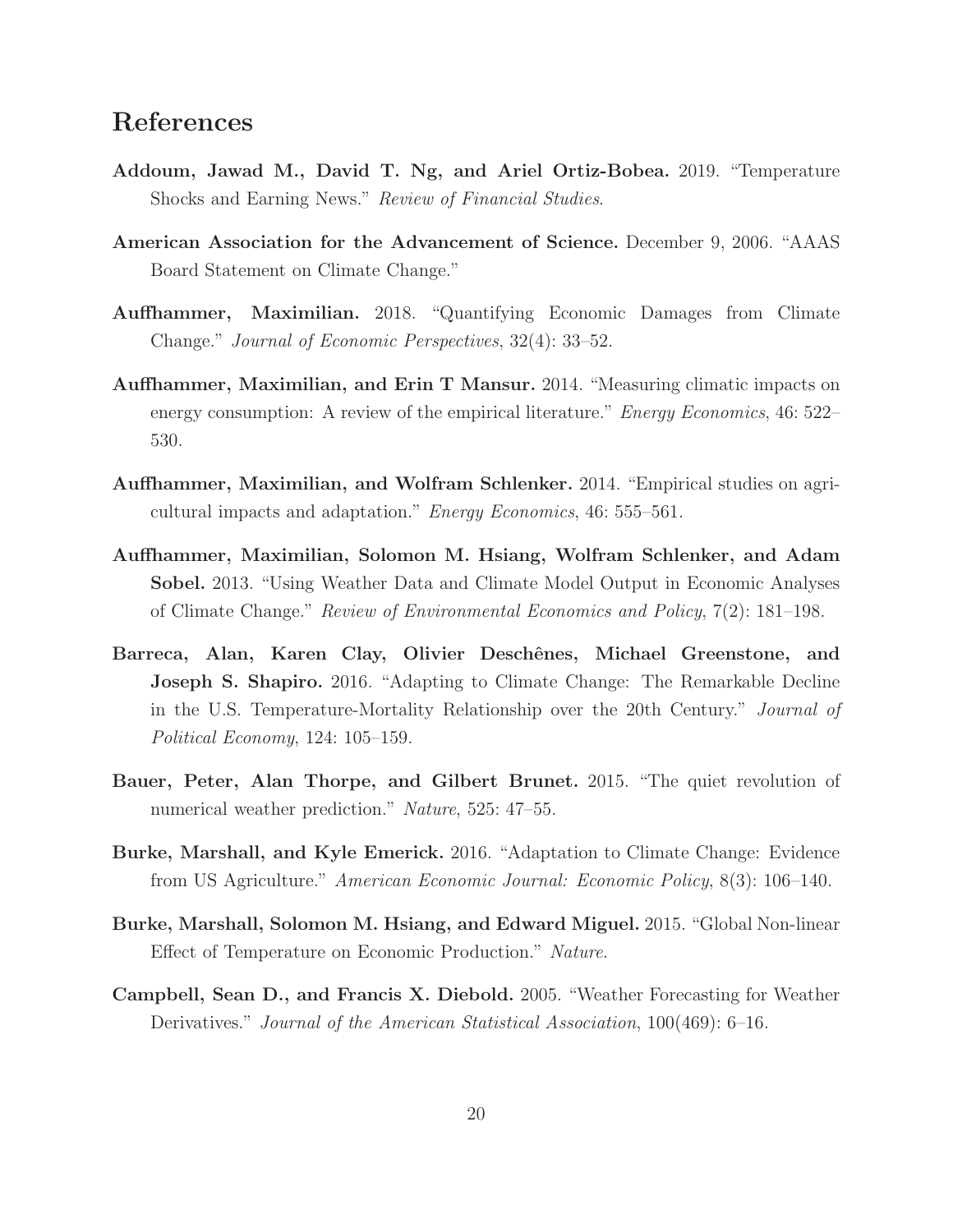# References

**Addoum, Jawad M., David T. Ng, and Ariel Ortiz-Bobea.** 2019. "Temperature Shocks and Earning News." *Review of Financial Studies*.

**American Association for the Advancement of Science.** December 9, 2006. "AAAS Board Statement on Climate Change."

**Auffhammer, Maximilian.** 2018. "Quantifying Economic Damages from Climate Change." *Journal of Economic Perspectives*, 32(4): 33–52.

**Auffhammer, Maximilian, and Erin T Mansur.** 2014. "Measuring climatic impacts on energy consumption: A review of the empirical literature." *Energy Economics*, 46: 522–530.

**Auffhammer, Maximilian, and Wolfram Schlenker.** 2014. "Empirical studies on agricultural impacts and adaptation." *Energy Economics*, 46: 555–561.

**Auffhammer, Maximilian, Solomon M. Hsiang, Wolfram Schlenker, and Adam Sobel.** 2013. "Using Weather Data and Climate Model Output in Economic Analyses of Climate Change." *Review of Environmental Economics and Policy*, 7(2): 181–198.

**Barreca, Alan, Karen Clay, Olivier Deschênes, Michael Greenstone, and Joseph S. Shapiro.** 2016. "Adapting to Climate Change: The Remarkable Decline in the U.S. Temperature-Mortality Relationship over the 20th Century." *Journal of Political Economy*, 124: 105–159.

**Bauer, Peter, Alan Thorpe, and Gilbert Brunet.** 2015. "The quiet revolution of numerical weather prediction." *Nature*, 525: 47–55.

**Burke, Marshall, and Kyle Emerick.** 2016. "Adaptation to Climate Change: Evidence from US Agriculture." *American Economic Journal: Economic Policy*, 8(3): 106–140.

**Burke, Marshall, Solomon M. Hsiang, and Edward Miguel.** 2015. "Global Non-linear Effect of Temperature on Economic Production." *Nature*.

**Campbell, Sean D., and Francis X. Diebold.** 2005. "Weather Forecasting for Weather Derivatives." *Journal of the American Statistical Association*, 100(469): 6–16.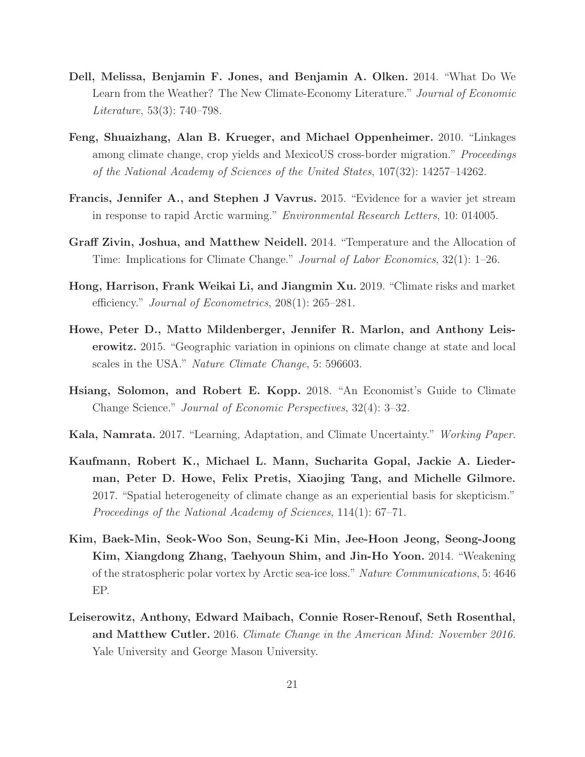**Dell, Melissa, Benjamin F. Jones, and Benjamin A. Olken.** 2014. "What Do We Learn from the Weather? The New Climate-Economy Literature." *Journal of Economic Literature*, 53(3): 740–798.

**Feng, Shuaizhang, Alan B. Krueger, and Michael Oppenheimer.** 2010. "Linkages among climate change, crop yields and MexicoUS cross-border migration." *Proceedings of the National Academy of Sciences of the United States*, 107(32): 14257–14262.

**Francis, Jennifer A., and Stephen J Vavrus.** 2015. "Evidence for a wavier jet stream in response to rapid Arctic warming." *Environmental Research Letters*, 10: 014005.

**Graff Zivin, Joshua, and Matthew Neidell.** 2014. "Temperature and the Allocation of Time: Implications for Climate Change." *Journal of Labor Economics*, 32(1): 1–26.

**Hong, Harrison, Frank Weikai Li, and Jiangmin Xu.** 2019. "Climate risks and market efficiency." *Journal of Econometrics*, 208(1): 265–281.

**Howe, Peter D., Matto Mildenberger, Jennifer R. Marlon, and Anthony Leiserowitz.** 2015. "Geographic variation in opinions on climate change at state and local scales in the USA." *Nature Climate Change*, 5: 596603.

**Hsiang, Solomon, and Robert E. Kopp.** 2018. "An Economist's Guide to Climate Change Science." *Journal of Economic Perspectives*, 32(4): 3–32.

**Kala, Namrata.** 2017. "Learning, Adaptation, and Climate Uncertainty." *Working Paper*.

**Kaufmann, Robert K., Michael L. Mann, Sucharita Gopal, Jackie A. Liederman, Peter D. Howe, Felix Pretis, Xiaojing Tang, and Michelle Gilmore.** 2017. "Spatial heterogeneity of climate change as an experiential basis for skepticism." *Proceedings of the National Academy of Sciences*, 114(1): 67–71.

**Kim, Baek-Min, Seok-Woo Son, Seung-Ki Min, Jee-Hoon Jeong, Seong-Joong Kim, Xiangdong Zhang, Taehyoun Shim, and Jin-Ho Yoon.** 2014. "Weakening of the stratospheric polar vortex by Arctic sea-ice loss." *Nature Communications*, 5: 4646 EP.

**Leiserowitz, Anthony, Edward Maibach, Connie Roser-Renouf, Seth Rosenthal, and Matthew Cutler.** 2016. *Climate Change in the American Mind: November 2016*. Yale University and George Mason University.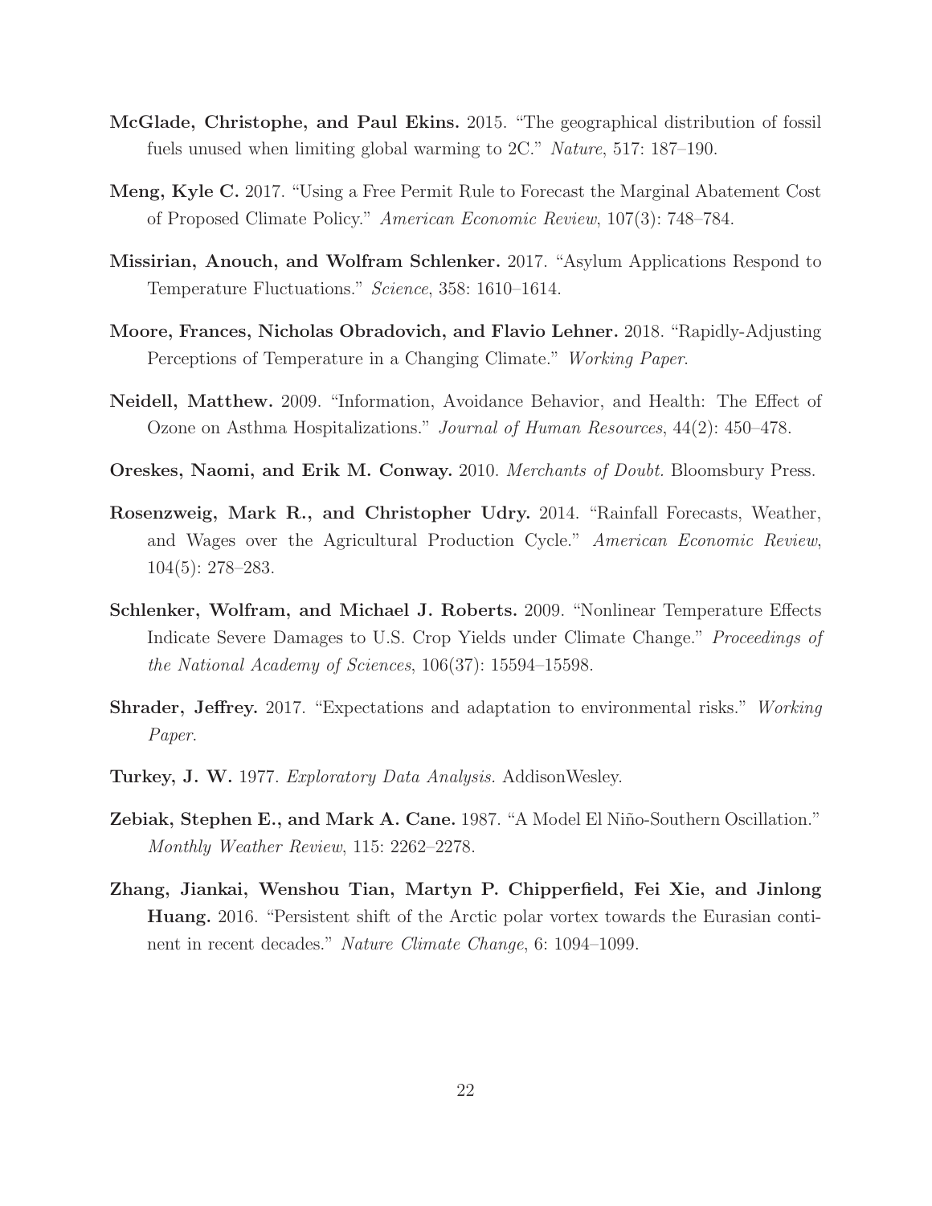**McGlade, Christophe, and Paul Ekins.** 2015. "The geographical distribution of fossil fuels unused when limiting global warming to 2C." *Nature*, 517: 187–190.

**Meng, Kyle C.** 2017. "Using a Free Permit Rule to Forecast the Marginal Abatement Cost of Proposed Climate Policy." *American Economic Review*, 107(3): 748–784.

**Missirian, Anouch, and Wolfram Schlenker.** 2017. "Asylum Applications Respond to Temperature Fluctuations." *Science*, 358: 1610–1614.

**Moore, Frances, Nicholas Obradovich, and Flavio Lehner.** 2018. "Rapidly-Adjusting Perceptions of Temperature in a Changing Climate." *Working Paper*.

**Neidell, Matthew.** 2009. "Information, Avoidance Behavior, and Health: The Effect of Ozone on Asthma Hospitalizations." *Journal of Human Resources*, 44(2): 450–478.

**Oreskes, Naomi, and Erik M. Conway.** 2010. *Merchants of Doubt.* Bloomsbury Press.

**Rosenzweig, Mark R., and Christopher Udry.** 2014. "Rainfall Forecasts, Weather, and Wages over the Agricultural Production Cycle." *American Economic Review*, 104(5): 278–283.

**Schlenker, Wolfram, and Michael J. Roberts.** 2009. "Nonlinear Temperature Effects Indicate Severe Damages to U.S. Crop Yields under Climate Change." *Proceedings of the National Academy of Sciences*, 106(37): 15594–15598.

**Shrader, Jeffrey.** 2017. "Expectations and adaptation to environmental risks." *Working Paper*.

**Turkey, J. W.** 1977. *Exploratory Data Analysis*. AddisonWesley.

**Zebiak, Stephen E., and Mark A. Cane.** 1987. "A Model El Niño-Southern Oscillation." *Monthly Weather Review*, 115: 2262–2278.

**Zhang, Jiankai, Wenshou Tian, Martyn P. Chipperfield, Fei Xie, and Jinlong Huang.** 2016. "Persistent shift of the Arctic polar vortex towards the Eurasian continent in recent decades." *Nature Climate Change*, 6: 1094–1099.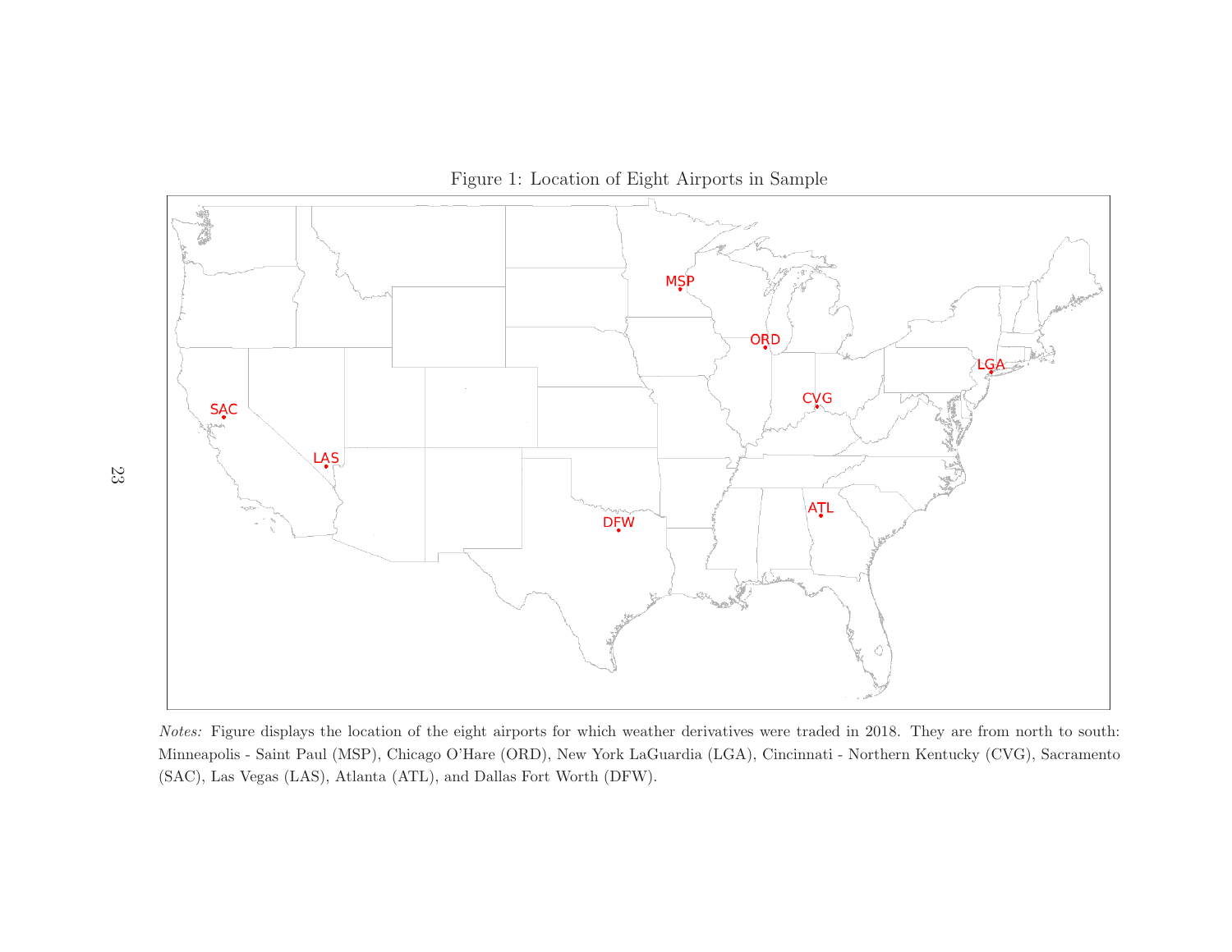Figure 1: Location of Eight Airports in Sample

*Notes:* Figure displays the location of the eight airports for which weather derivatives were traded in 2018. They are from north to south: Minneapolis - Saint Paul (MSP), Chicago O'Hare (ORD), New York LaGuardia (LGA), Cincinnati - Northern Kentucky (CVG), Sacramento (SAC), Las Vegas (LAS), Atlanta (ATL), and Dallas Fort Worth (DFW).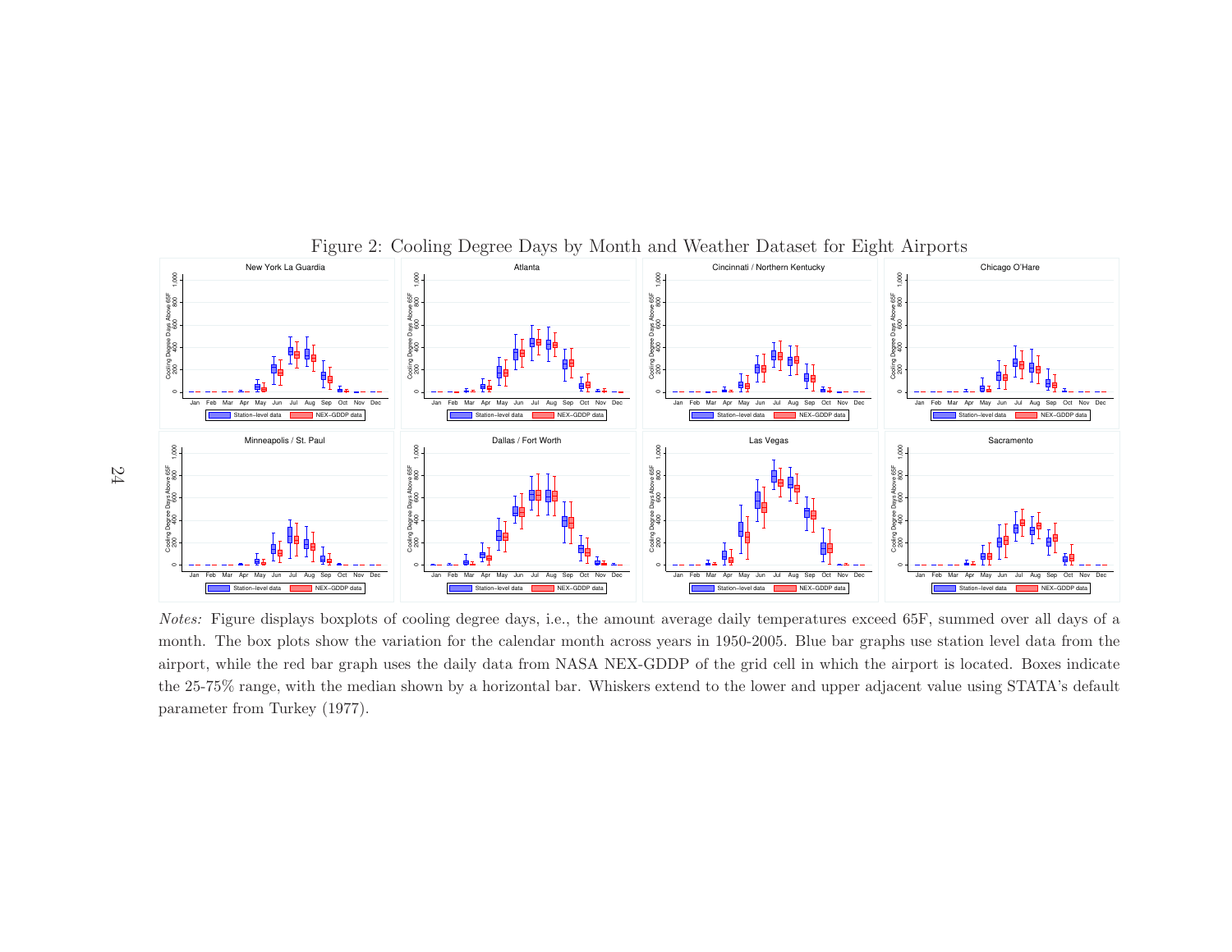Figure 2: Cooling Degree Days by Month and Weather Dataset for Eight Airports

*Notes:* Figure displays boxplots of cooling degree days, i.e., the amount average daily temperatures exceed 65F, summed over all days of a month. The box plots show the variation for the calendar month across years in 1950-2005. Blue bar graphs use station level data from the airport, while the red bar graph uses the daily data from NASA NEX-GDDP of the grid cell in which the airport is located. Boxes indicate the 25-75% range, with the median shown by a horizontal bar. Whiskers extend to the lower and upper adjacent value using STATA's default parameter from Turkey (1977).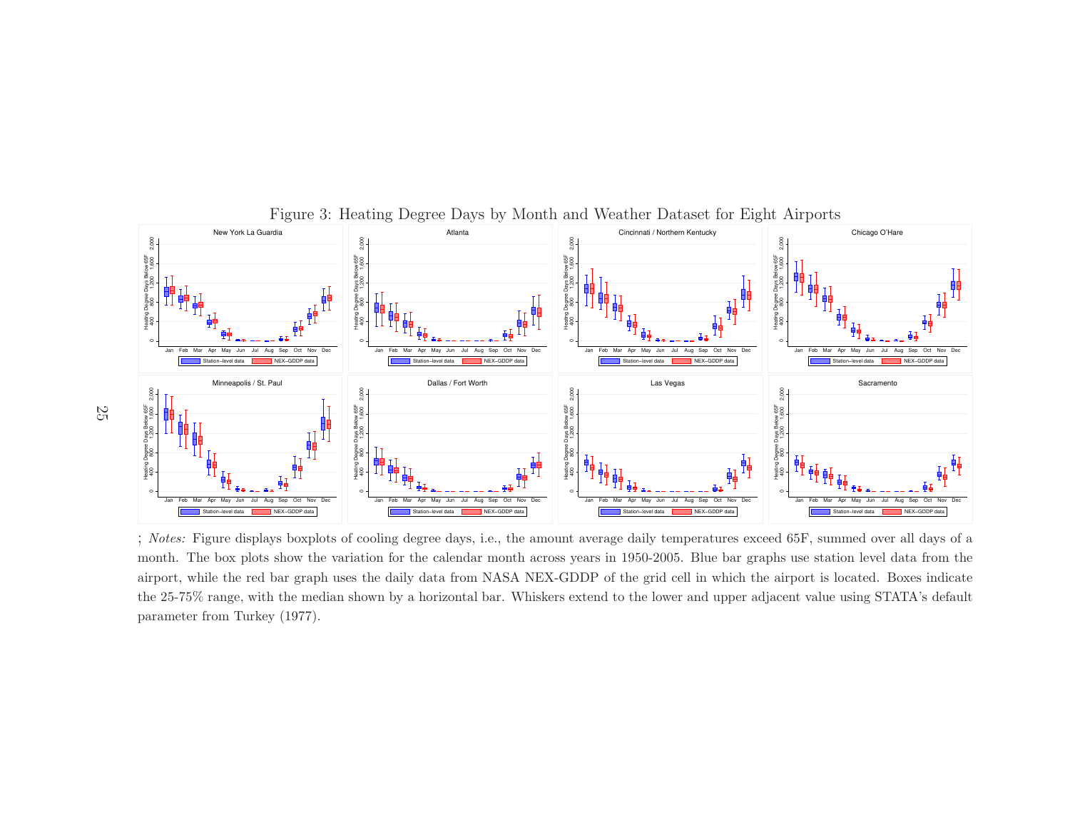Figure 3: Heating Degree Days by Month and Weather Dataset for Eight Airports

; *Notes:* Figure displays boxplots of cooling degree days, i.e., the amount average daily temperatures exceed 65F, summed over all days of a month. The box plots show the variation for the calendar month across years in 1950-2005. Blue bar graphs use station level data from the airport, while the red bar graph uses the daily data from NASA NEX-GDDP of the grid cell in which the airport is located. Boxes indicate the 25-75% range, with the median shown by a horizontal bar. Whiskers extend to the lower and upper adjacent value using STATA's default parameter from Turkey (1977).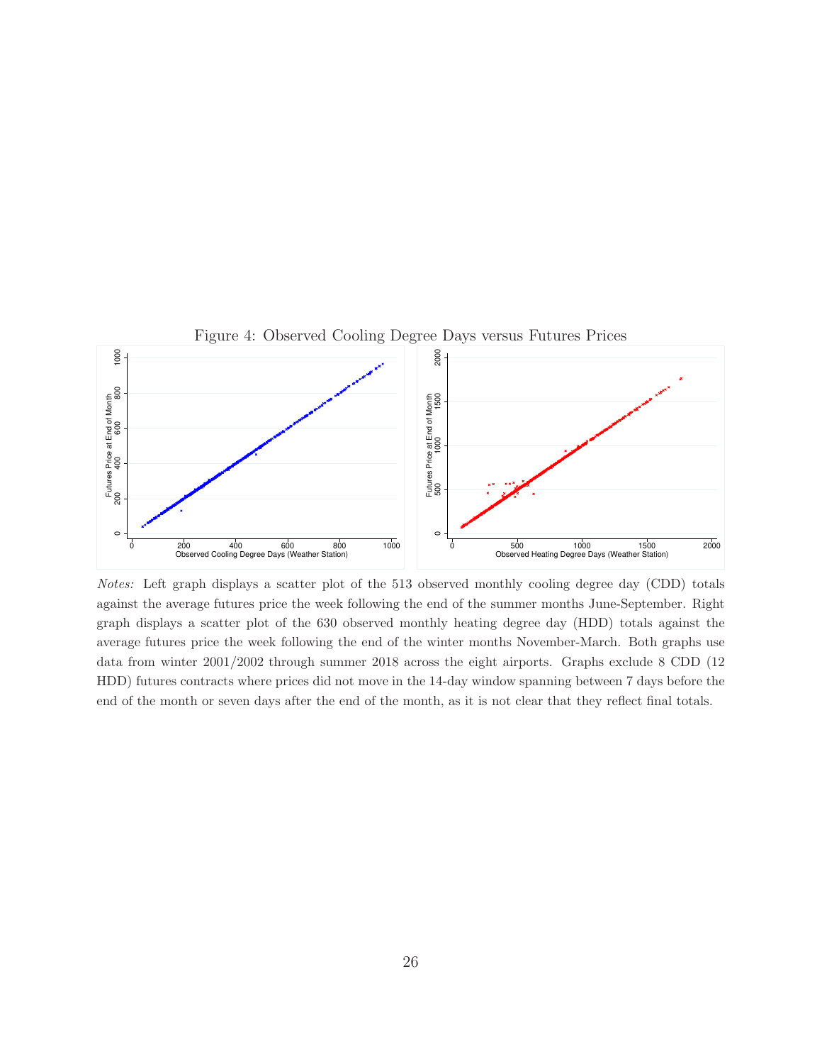Figure 4: Observed Cooling Degree Days versus Futures Prices

*Notes:* Left graph displays a scatter plot of the 513 observed monthly cooling degree day (CDD) totals against the average futures price the week following the end of the summer months June-September. Right graph displays a scatter plot of the 630 observed monthly heating degree day (HDD) totals against the average futures price the week following the end of the winter months November-March. Both graphs use data from winter 2001/2002 through summer 2018 across the eight airports. Graphs exclude 8 CDD (12 HDD) futures contracts where prices did not move in the 14-day window spanning between 7 days before the end of the month or seven days after the end of the month, as it is not clear that they reflect final totals.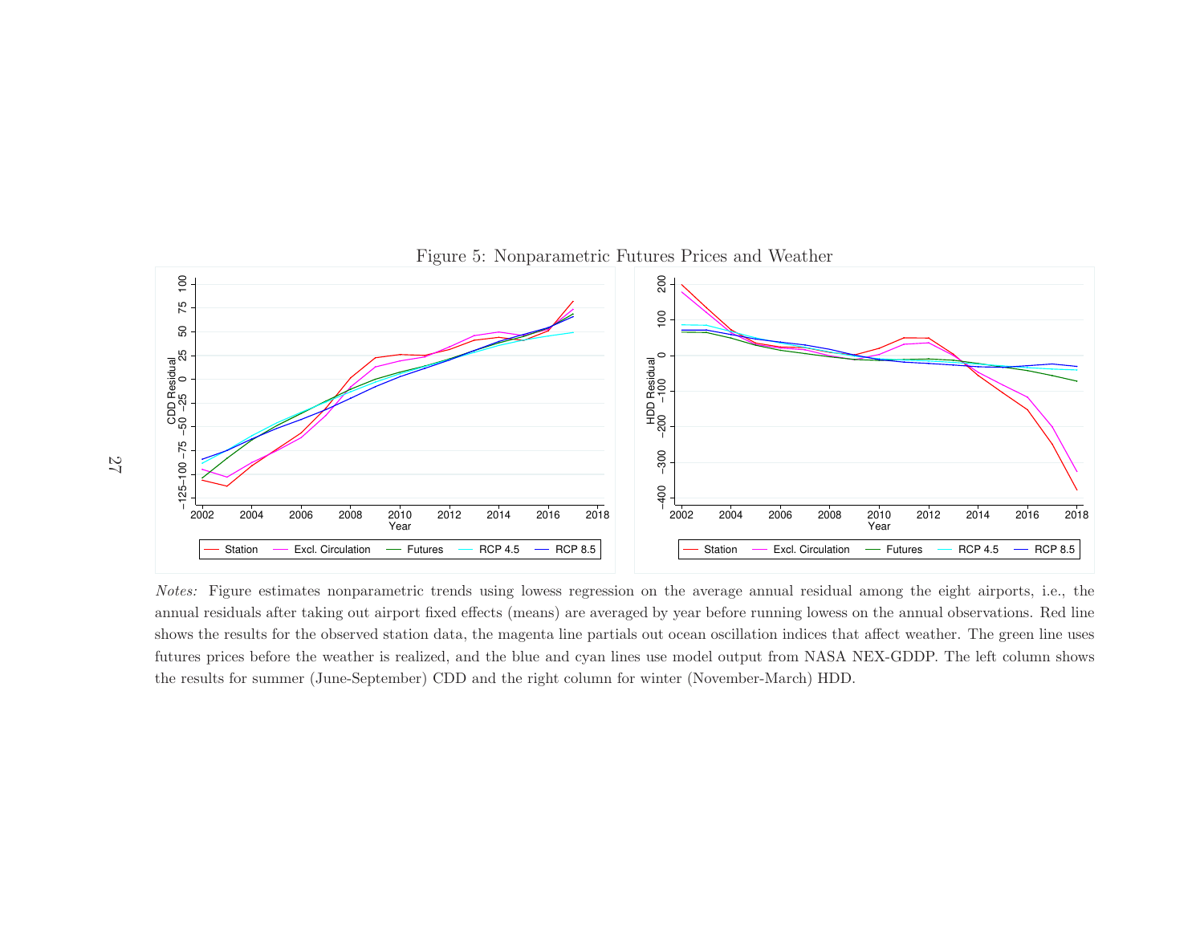Figure 5: Nonparametric Futures Prices and Weather

*Notes:* Figure estimates nonparametric trends using lowess regression on the average annual residual among the eight airports, i.e., the annual residuals after taking out airport fixed effects (means) are averaged by year before running lowess on the annual observations. Red line shows the results for the observed station data, the magenta line partials out ocean oscillation indices that affect weather. The green line uses futures prices before the weather is realized, and the blue and cyan lines use model output from NASA NEX-GDDP. The left column shows the results for summer (June-September) CDD and the right column for winter (November-March) HDD.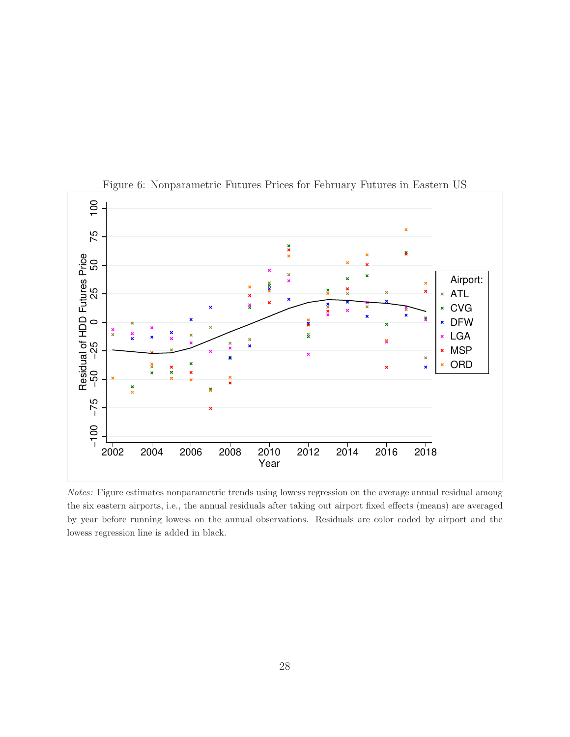Figure 6: Nonparametric Futures Prices for February Futures in Eastern US

*Notes:* Figure estimates nonparametric trends using lowess regression on the average annual residual among the six eastern airports, i.e., the annual residuals after taking out airport fixed effects (means) are averaged by year before running lowess on the annual observations. Residuals are color coded by airport and the lowess regression line is added in black.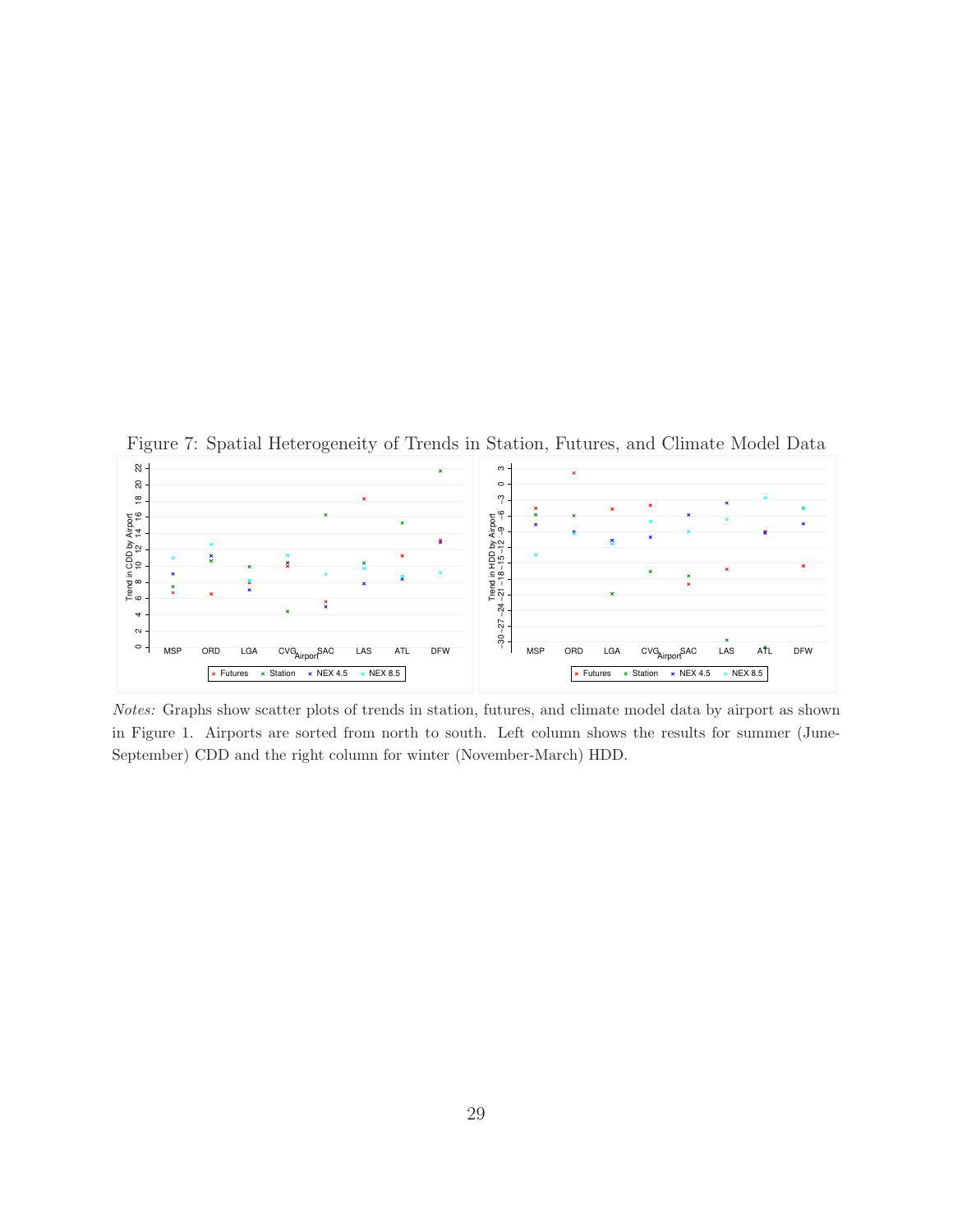Figure 7: Spatial Heterogeneity of Trends in Station, Futures, and Climate Model Data

*Notes:* Graphs show scatter plots of trends in station, futures, and climate model data by airport as shown in Figure 1. Airports are sorted from north to south. Left column shows the results for summer (June-September) CDD and the right column for winter (November-March) HDD.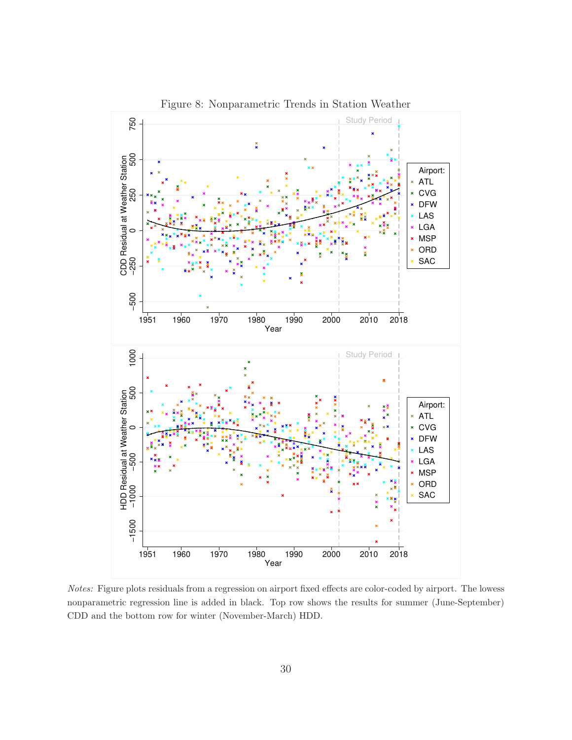Figure 8: Nonparametric Trends in Station Weather

*Notes:* Figure plots residuals from a regression on airport fixed effects are color-coded by airport. The lowess nonparametric regression line is added in black. Top row shows the results for summer (June-September) CDD and the bottom row for winter (November-March) HDD.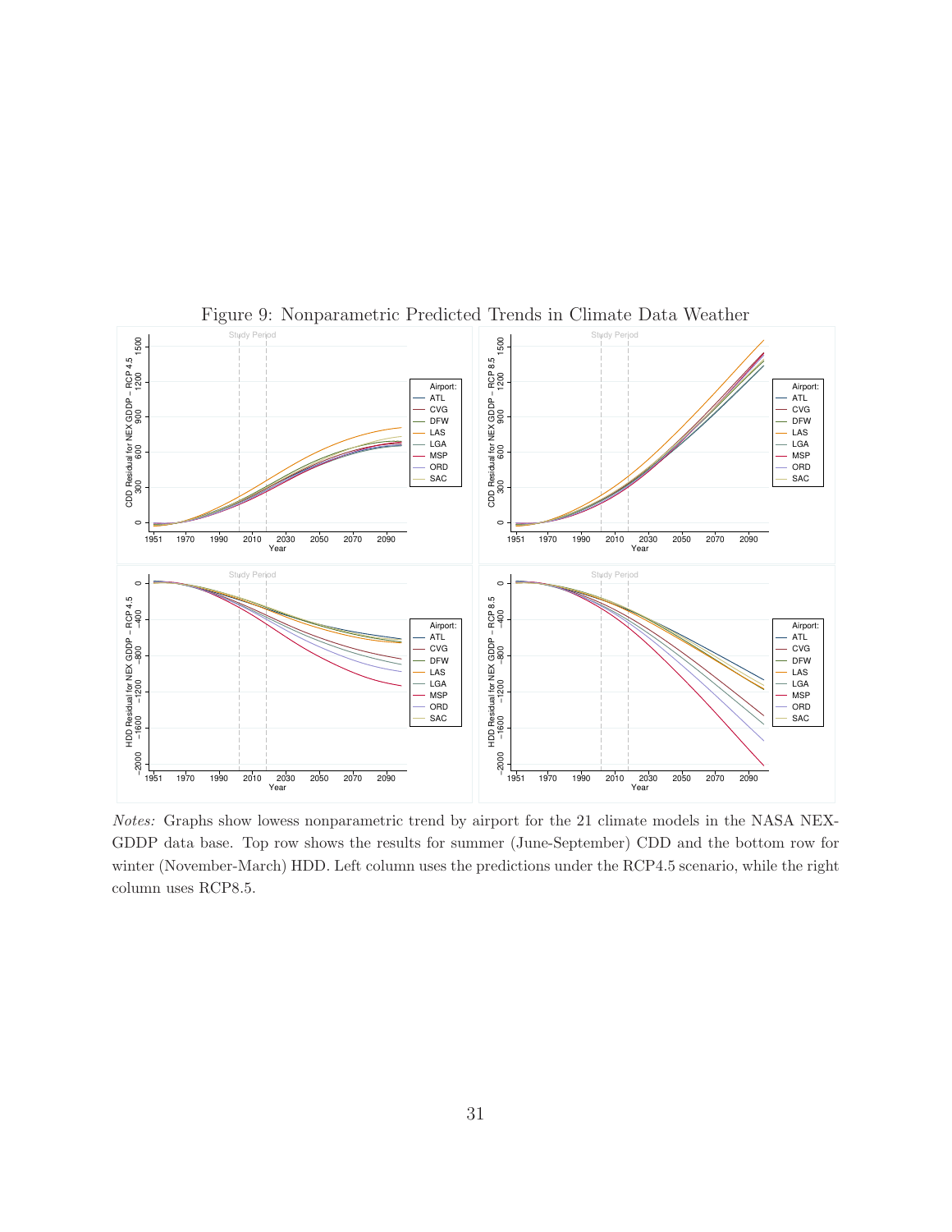Figure 9: Nonparametric Predicted Trends in Climate Data Weather

*Notes:* Graphs show lowess nonparametric trend by airport for the 21 climate models in the NASA NEX-GDDP data base. Top row shows the results for summer (June-September) CDD and the bottom row for winter (November-March) HDD. Left column uses the predictions under the RCP4.5 scenario, while the right column uses RCP8.5.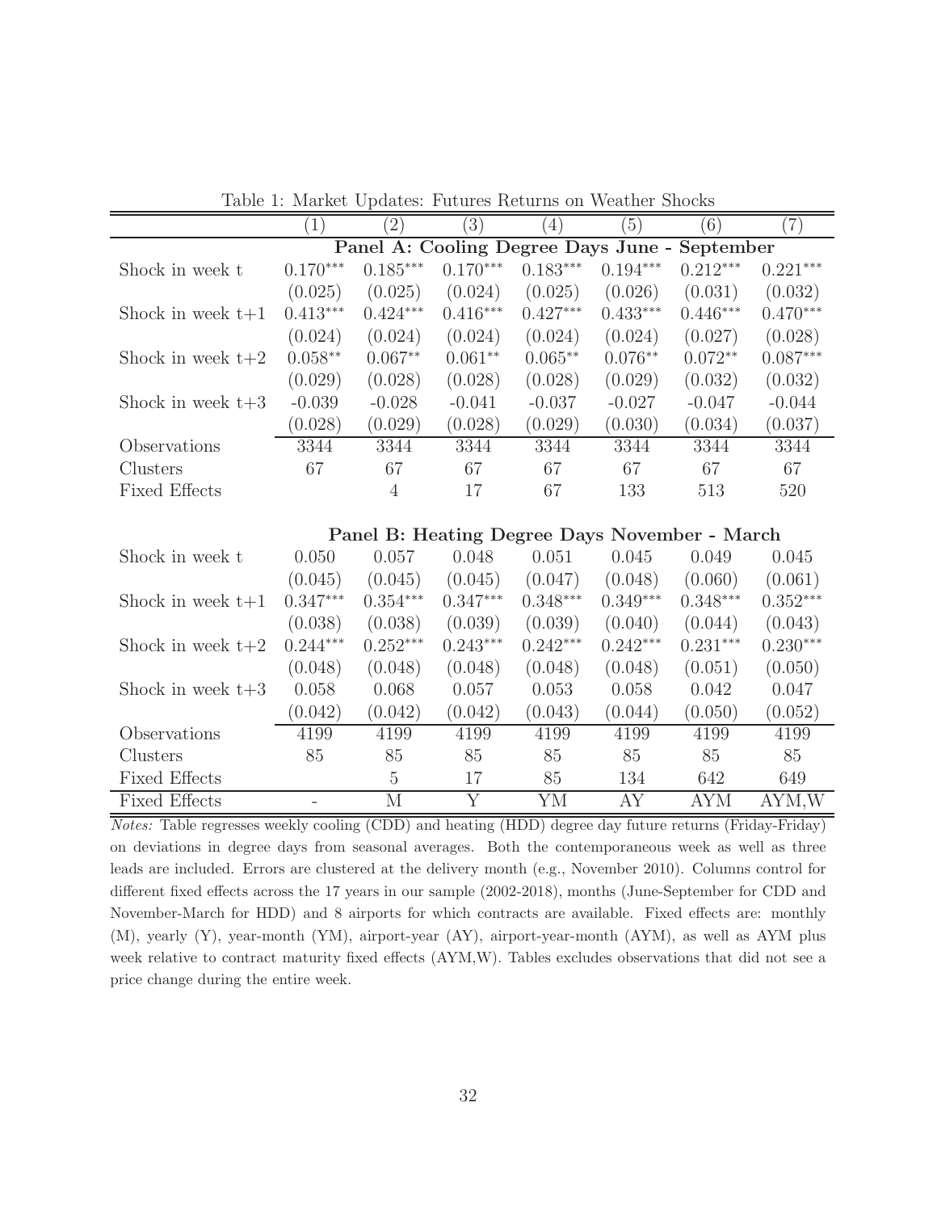Table 1: Market Updates: Futures Returns on Weather Shocks

| | (1) | (2) | (3) | (4) | (5) | (6) | (7) |
|---|---|---|---|---|---|---|---|
| | **Panel A: Cooling Degree Days June - September** | | | | | | |
| Shock in week t | $0.170^{***}$ | $0.185^{***}$ | $0.170^{***}$ | $0.183^{***}$ | $0.194^{***}$ | $0.212^{***}$ | $0.221^{***}$ |
| | (0.025) | (0.025) | (0.024) | (0.025) | (0.026) | (0.031) | (0.032) |
| Shock in week t+1 | $0.413^{***}$ | $0.424^{***}$ | $0.416^{***}$ | $0.427^{***}$ | $0.433^{***}$ | $0.446^{***}$ | $0.470^{***}$ |
| | (0.024) | (0.024) | (0.024) | (0.024) | (0.024) | (0.027) | (0.028) |
| Shock in week t+2 | $0.058^{**}$ | $0.067^{**}$ | $0.061^{**}$ | $0.065^{**}$ | $0.076^{**}$ | $0.072^{**}$ | $0.087^{***}$ |
| | (0.029) | (0.028) | (0.028) | (0.028) | (0.029) | (0.032) | (0.032) |
| Shock in week t+3 | -0.039 | -0.028 | -0.041 | -0.037 | -0.027 | -0.047 | -0.044 |
| | (0.028) | (0.029) | (0.028) | (0.029) | (0.030) | (0.034) | (0.037) |
| Observations | 3344 | 3344 | 3344 | 3344 | 3344 | 3344 | 3344 |
| Clusters | 67 | 67 | 67 | 67 | 67 | 67 | 67 |
| Fixed Effects | | 4 | 17 | 67 | 133 | 513 | 520 |
| | **Panel B: Heating Degree Days November - March** | | | | | | |
| Shock in week t | 0.050 | 0.057 | 0.048 | 0.051 | 0.045 | 0.049 | 0.045 |
| | (0.045) | (0.045) | (0.045) | (0.047) | (0.048) | (0.060) | (0.061) |
| Shock in week t+1 | $0.347^{***}$ | $0.354^{***}$ | $0.347^{***}$ | $0.348^{***}$ | $0.349^{***}$ | $0.348^{***}$ | $0.352^{***}$ |
| | (0.038) | (0.038) | (0.039) | (0.039) | (0.040) | (0.044) | (0.043) |
| Shock in week t+2 | $0.244^{***}$ | $0.252^{***}$ | $0.243^{***}$ | $0.242^{***}$ | $0.242^{***}$ | $0.231^{***}$ | $0.230^{***}$ |
| | (0.048) | (0.048) | (0.048) | (0.048) | (0.048) | (0.051) | (0.050) |
| Shock in week t+3 | 0.058 | 0.068 | 0.057 | 0.053 | 0.058 | 0.042 | 0.047 |
| | (0.042) | (0.042) | (0.042) | (0.043) | (0.044) | (0.050) | (0.052) |
| Observations | 4199 | 4199 | 4199 | 4199 | 4199 | 4199 | 4199 |
| Clusters | 85 | 85 | 85 | 85 | 85 | 85 | 85 |
| Fixed Effects | | 5 | 17 | 85 | 134 | 642 | 649 |
| Fixed Effects | - | M | Y | YM | AY | AYM | AYM,W |

*Notes:* Table regresses weekly cooling (CDD) and heating (HDD) degree day future returns (Friday-Friday) on deviations in degree days from seasonal averages. Both the contemporaneous week as well as three leads are included. Errors are clustered at the delivery month (e.g., November 2010). Columns control for different fixed effects across the 17 years in our sample (2002-2018), months (June-September for CDD and November-March for HDD) and 8 airports for which contracts are available. Fixed effects are: monthly (M), yearly (Y), year-month (YM), airport-year (AY), airport-year-month (AYM), as well as AYM plus week relative to contract maturity fixed effects (AYM,W). Tables excludes observations that did not see a price change during the entire week.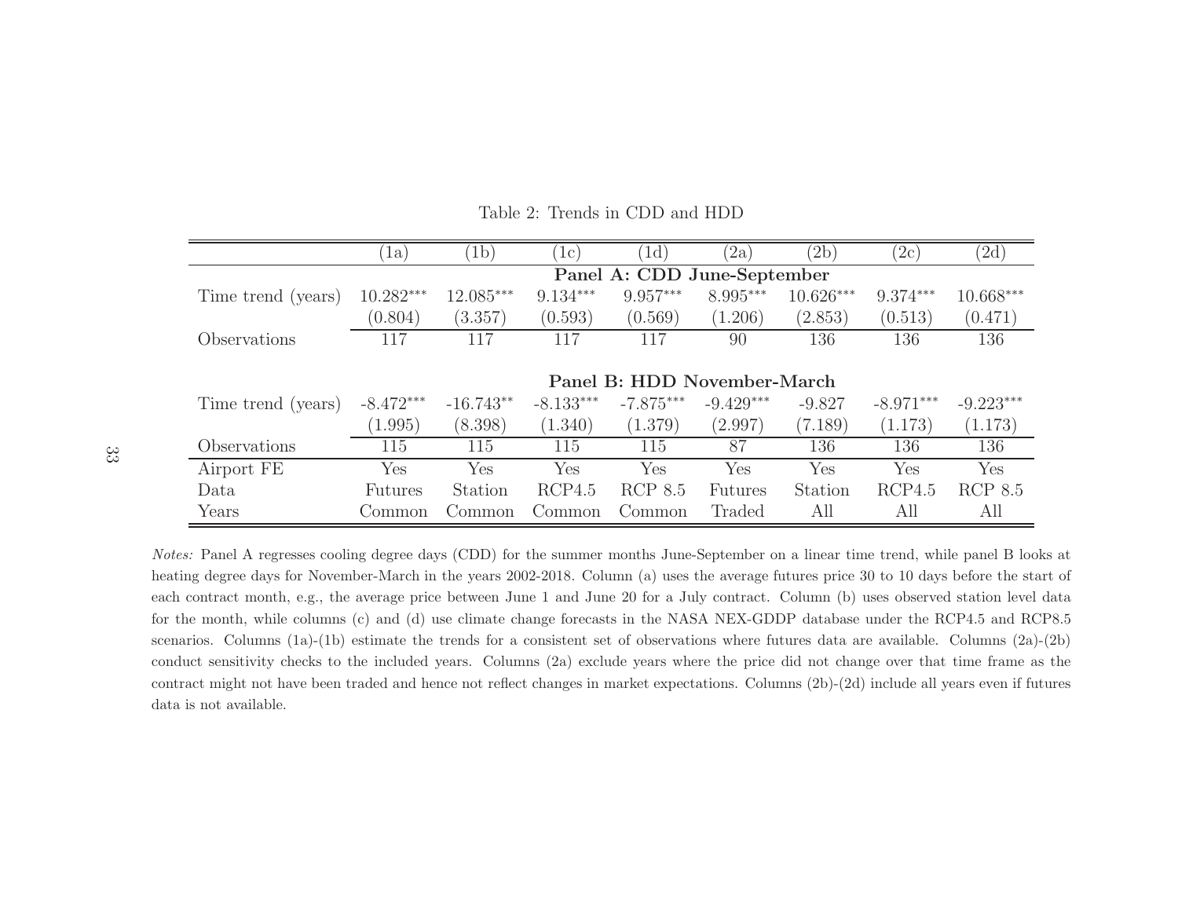Table 2: Trends in CDD and HDD

| | (1a) | (1b) | (1c) | (1d) | (2a) | (2b) | (2c) | (2d) |
|---|---|---|---|---|---|---|---|---|
| | **Panel A: CDD June-September** | | | | | | | |
| Time trend (years) | 10.282*** | 12.085*** | 9.134*** | 9.957*** | 8.995*** | 10.626*** | 9.374*** | 10.668*** |
| | (0.804) | (3.357) | (0.593) | (0.569) | (1.206) | (2.853) | (0.513) | (0.471) |
| Observations | 117 | 117 | 117 | 117 | 90 | 136 | 136 | 136 |
| | **Panel B: HDD November-March** | | | | | | | |
| Time trend (years) | -8.472*** | -16.743** | -8.133*** | -7.875*** | -9.429*** | -9.827 | -8.971*** | -9.223*** |
| | (1.995) | (8.398) | (1.340) | (1.379) | (2.997) | (7.189) | (1.173) | (1.173) |
| Observations | 115 | 115 | 115 | 115 | 87 | 136 | 136 | 136 |
| Airport FE | Yes | Yes | Yes | Yes | Yes | Yes | Yes | Yes |
| Data | Futures | Station | RCP4.5 | RCP 8.5 | Futures | Station | RCP4.5 | RCP 8.5 |
| Years | Common | Common | Common | Common | Traded | All | All | All |

*Notes:* Panel A regresses cooling degree days (CDD) for the summer months June-September on a linear time trend, while panel B looks at heating degree days for November-March in the years 2002-2018. Column (a) uses the average futures price 30 to 10 days before the start of each contract month, e.g., the average price between June 1 and June 20 for a July contract. Column (b) uses observed station level data for the month, while columns (c) and (d) use climate change forecasts in the NASA NEX-GDDP database under the RCP4.5 and RCP8.5 scenarios. Columns (1a)-(1b) estimate the trends for a consistent set of observations where futures data are available. Columns (2a)-(2b) conduct sensitivity checks to the included years. Columns (2a) exclude years where the price did not change over that time frame as the contract might not have been traded and hence not reflect changes in market expectations. Columns (2b)-(2d) include all years even if futures data is not available.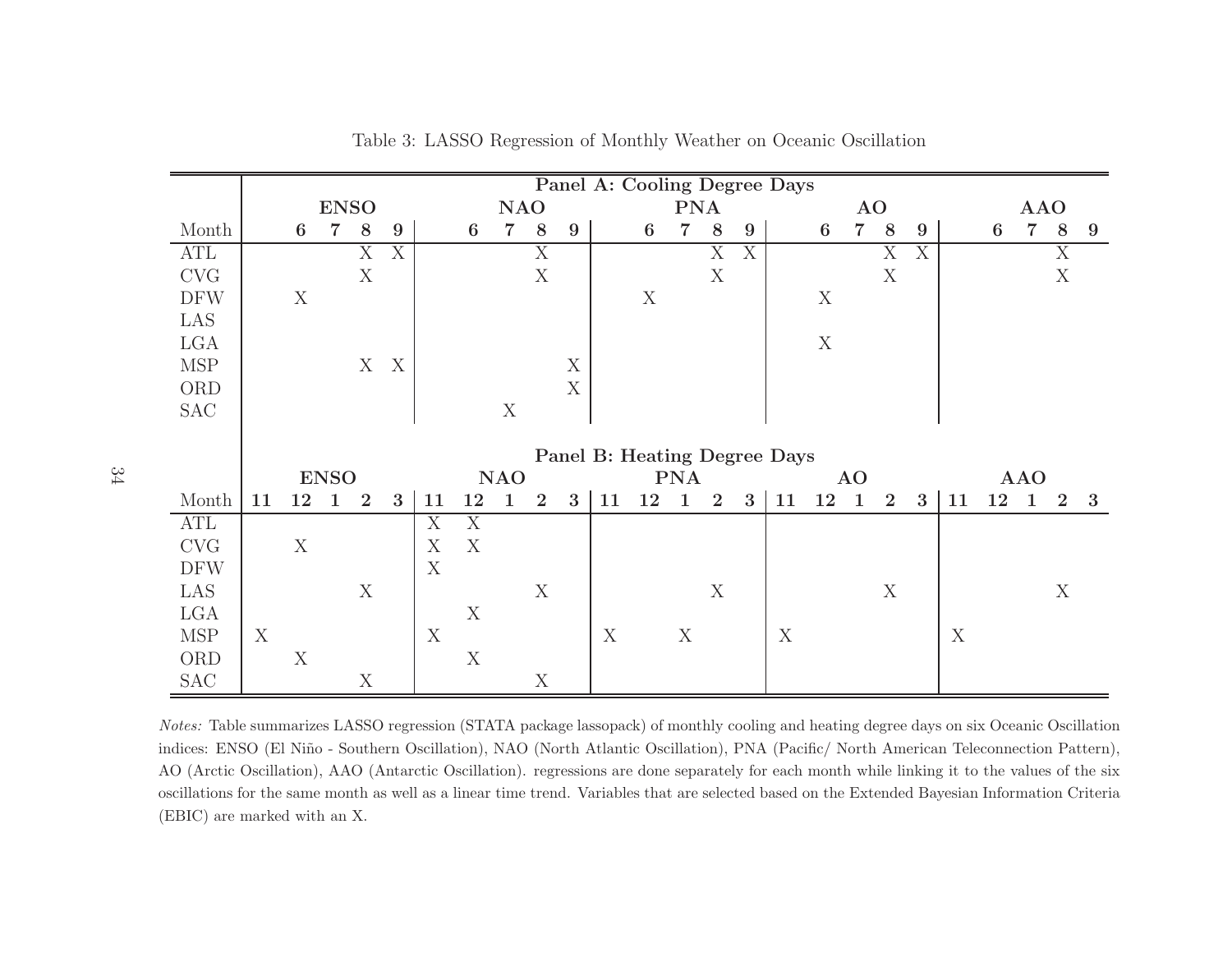Table 3: LASSO Regression of Monthly Weather on Oceanic Oscillation

**Panel A: Cooling Degree Days**

| | ENSO | | | | NAO | | | | PNA | | | | AO | | | | AAO | | | |
|---|---|---|---|---|---|---|---|---|---|---|---|---|---|---|---|---|---|---|---|---|
| Month | **6** | **7** | **8** | **9** | **6** | **7** | **8** | **9** | **6** | **7** | **8** | **9** | **6** | **7** | **8** | **9** | **6** | **7** | **8** | **9** |
| ATL | | | X | X | | | X | | | | X | X | | | X | X | | | X | |
| CVG | | | X | | | | X | | | | X | | | | X | | | | X | |
| DFW | X | | | | | | | | X | | | | X | | | | | | | |
| LAS | | | | | | | | | | | | | | | | | | | | |
| LGA | | | | | | | | | | | | | X | | | | | | | |
| MSP | | | X | X | | | | X | | | | | | | | | | | | |
| ORD | | | | | | | | X | | | | | | | | | | | | |
| SAC | | | | | | X | | | | | | | | | | | | | | |

**Panel B: Heating Degree Days**

| | ENSO | | | | | NAO | | | | | PNA | | | | | AO | | | | | AAO | | | | |
|---|---|---|---|---|---|---|---|---|---|---|---|---|---|---|---|---|---|---|---|---|---|---|---|---|---|
| Month | **11** | **12** | **1** | **2** | **3** | **11** | **12** | **1** | **2** | **3** | **11** | **12** | **1** | **2** | **3** | **11** | **12** | **1** | **2** | **3** | **11** | **12** | **1** | **2** | **3** |
| ATL | | | | | | X | X | | | | | | | | | | | | | | | | | | |
| CVG | | X | | | | X | X | | | | | | | | | | | | | | | | | | |
| DFW | | | | | | X | | | | | | | | | | | | | | | | | | | |
| LAS | | | | X | | | | | X | | | | | X | | | | | X | | | | | X | |
| LGA | | | | | | | X | | | | | | | | | | | | | | | | | | |
| MSP | X | | | | | X | | | | | X | | X | | | X | | | | | X | | | | |
| ORD | | X | | | | | X | | | | | | | | | | | | | | | | | | |
| SAC | | | | X | | | | | X | | | | | | | | | | | | | | | | |

*Notes:* Table summarizes LASSO regression (STATA package lassopack) of monthly cooling and heating degree days on six Oceanic Oscillation indices: ENSO (El Niño - Southern Oscillation), NAO (North Atlantic Oscillation), PNA (Pacific/ North American Teleconnection Pattern), AO (Arctic Oscillation), AAO (Antarctic Oscillation). regressions are done separately for each month while linking it to the values of the six oscillations for the same month as well as a linear time trend. Variables that are selected based on the Extended Bayesian Information Criteria (EBIC) are marked with an X.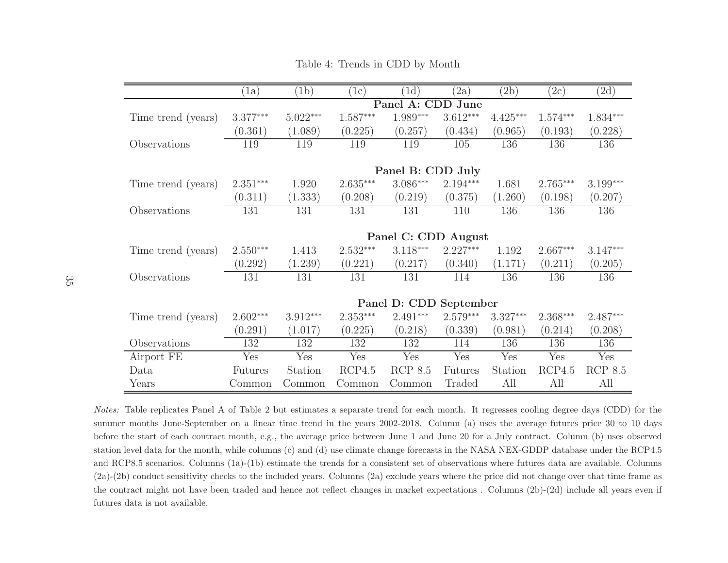Table 4: Trends in CDD by Month

| | (1a) | (1b) | (1c) | (1d) | (2a) | (2b) | (2c) | (2d) |
|---|---|---|---|---|---|---|---|---|
| **Panel A: CDD June** | | | | | | | | |
| Time trend (years) | 3.377*** | 5.022*** | 1.587*** | 1.989*** | 3.612*** | 4.425*** | 1.574*** | 1.834*** |
| | (0.361) | (1.089) | (0.225) | (0.257) | (0.434) | (0.965) | (0.193) | (0.228) |
| Observations | 119 | 119 | 119 | 119 | 105 | 136 | 136 | 136 |
| **Panel B: CDD July** | | | | | | | | |
| Time trend (years) | 2.351*** | 1.920 | 2.635*** | 3.086*** | 2.194*** | 1.681 | 2.765*** | 3.199*** |
| | (0.311) | (1.333) | (0.208) | (0.219) | (0.375) | (1.260) | (0.198) | (0.207) |
| Observations | 131 | 131 | 131 | 131 | 110 | 136 | 136 | 136 |
| **Panel C: CDD August** | | | | | | | | |
| Time trend (years) | 2.550*** | 1.413 | 2.532*** | 3.118*** | 2.227*** | 1.192 | 2.667*** | 3.147*** |
| | (0.292) | (1.239) | (0.221) | (0.217) | (0.340) | (1.171) | (0.211) | (0.205) |
| Observations | 131 | 131 | 131 | 131 | 114 | 136 | 136 | 136 |
| **Panel D: CDD September** | | | | | | | | |
| Time trend (years) | 2.602*** | 3.912*** | 2.353*** | 2.491*** | 2.579*** | 3.327*** | 2.368*** | 2.487*** |
| | (0.291) | (1.017) | (0.225) | (0.218) | (0.339) | (0.981) | (0.214) | (0.208) |
| Observations | 132 | 132 | 132 | 132 | 114 | 136 | 136 | 136 |
| Airport FE | Yes | Yes | Yes | Yes | Yes | Yes | Yes | Yes |
| Data | Futures | Station | RCP4.5 | RCP 8.5 | Futures | Station | RCP4.5 | RCP 8.5 |
| Years | Common | Common | Common | Common | Traded | All | All | All |

*Notes:* Table replicates Panel A of Table 2 but estimates a separate trend for each month. It regresses cooling degree days (CDD) for the summer months June-September on a linear time trend in the years 2002-2018. Column (a) uses the average futures price 30 to 10 days before the start of each contract month, e.g., the average price between June 1 and June 20 for a July contract. Column (b) uses observed station level data for the month, while columns (c) and (d) use climate change forecasts in the NASA NEX-GDDP database under the RCP4.5 and RCP8.5 scenarios. Columns (1a)-(1b) estimate the trends for a consistent set of observations where futures data are available. Columns (2a)-(2b) conduct sensitivity checks to the included years. Columns (2a) exclude years where the price did not change over that time frame as the contract might not have been traded and hence not reflect changes in market expectations . Columns (2b)-(2d) include all years even if futures data is not available.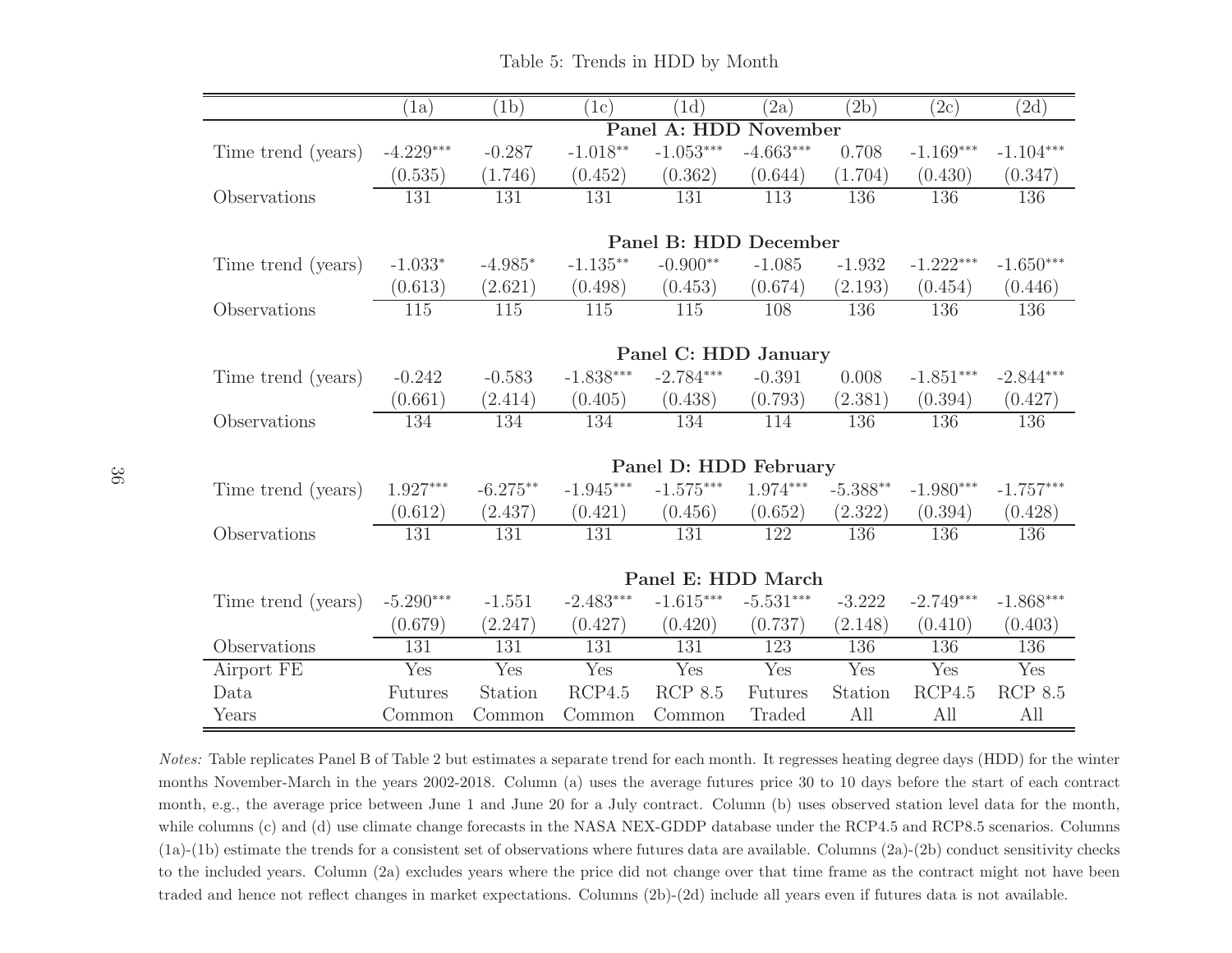Table 5: Trends in HDD by Month

| | (1a) | (1b) | (1c) | (1d) | (2a) | (2b) | (2c) | (2d) |
|---|---|---|---|---|---|---|---|---|
| | **Panel A: HDD November** | | | | | | | |
| Time trend (years) | -4.229*** | -0.287 | -1.018** | -1.053*** | -4.663*** | 0.708 | -1.169*** | -1.104*** |
| | (0.535) | (1.746) | (0.452) | (0.362) | (0.644) | (1.704) | (0.430) | (0.347) |
| Observations | 131 | 131 | 131 | 131 | 113 | 136 | 136 | 136 |
| | **Panel B: HDD December** | | | | | | | |
| Time trend (years) | -1.033* | -4.985* | -1.135** | -0.900** | -1.085 | -1.932 | -1.222*** | -1.650*** |
| | (0.613) | (2.621) | (0.498) | (0.453) | (0.674) | (2.193) | (0.454) | (0.446) |
| Observations | 115 | 115 | 115 | 115 | 108 | 136 | 136 | 136 |
| | **Panel C: HDD January** | | | | | | | |
| Time trend (years) | -0.242 | -0.583 | -1.838*** | -2.784*** | -0.391 | 0.008 | -1.851*** | -2.844*** |
| | (0.661) | (2.414) | (0.405) | (0.438) | (0.793) | (2.381) | (0.394) | (0.427) |
| Observations | 134 | 134 | 134 | 134 | 114 | 136 | 136 | 136 |
| | **Panel D: HDD February** | | | | | | | |
| Time trend (years) | 1.927*** | -6.275** | -1.945*** | -1.575*** | 1.974*** | -5.388** | -1.980*** | -1.757*** |
| | (0.612) | (2.437) | (0.421) | (0.456) | (0.652) | (2.322) | (0.394) | (0.428) |
| Observations | 131 | 131 | 131 | 131 | 122 | 136 | 136 | 136 |
| | **Panel E: HDD March** | | | | | | | |
| Time trend (years) | -5.290*** | -1.551 | -2.483*** | -1.615*** | -5.531*** | -3.222 | -2.749*** | -1.868*** |
| | (0.679) | (2.247) | (0.427) | (0.420) | (0.737) | (2.148) | (0.410) | (0.403) |
| Observations | 131 | 131 | 131 | 131 | 123 | 136 | 136 | 136 |
| Airport FE | Yes | Yes | Yes | Yes | Yes | Yes | Yes | Yes |
| Data | Futures | Station | RCP4.5 | RCP 8.5 | Futures | Station | RCP4.5 | RCP 8.5 |
| Years | Common | Common | Common | Common | Traded | All | All | All |

*Notes:* Table replicates Panel B of Table 2 but estimates a separate trend for each month. It regresses heating degree days (HDD) for the winter months November-March in the years 2002-2018. Column (a) uses the average futures price 30 to 10 days before the start of each contract month, e.g., the average price between June 1 and June 20 for a July contract. Column (b) uses observed station level data for the month, while columns (c) and (d) use climate change forecasts in the NASA NEX-GDDP database under the RCP4.5 and RCP8.5 scenarios. Columns (1a)-(1b) estimate the trends for a consistent set of observations where futures data are available. Columns (2a)-(2b) conduct sensitivity checks to the included years. Column (2a) excludes years where the price did not change over that time frame as the contract might not have been traded and hence not reflect changes in market expectations. Columns (2b)-(2d) include all years even if futures data is not available.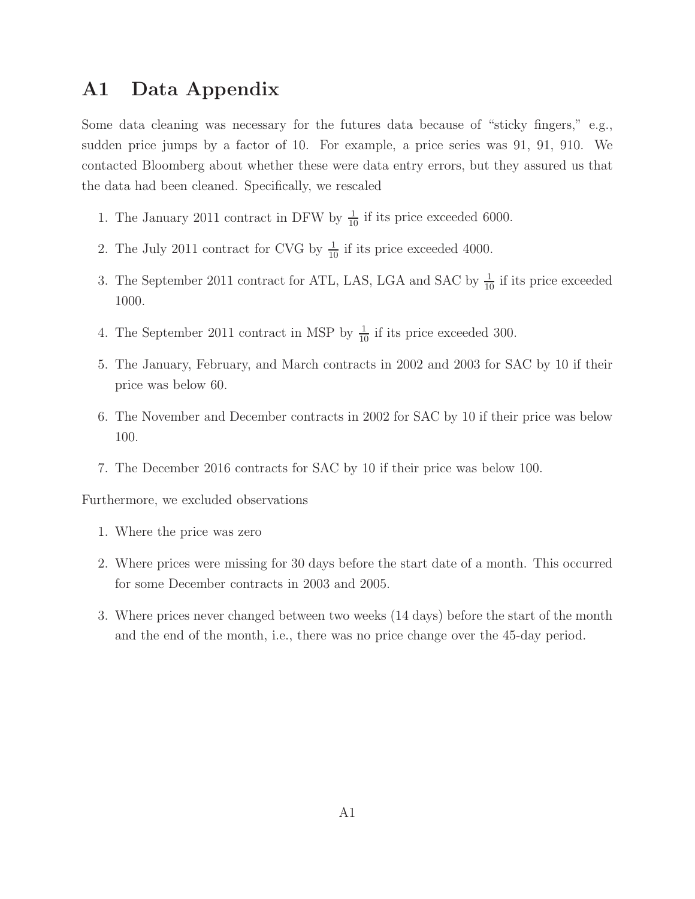# A1 Data Appendix

Some data cleaning was necessary for the futures data because of "sticky fingers," e.g., sudden price jumps by a factor of 10. For example, a price series was 91, 91, 910. We contacted Bloomberg about whether these were data entry errors, but they assured us that the data had been cleaned. Specifically, we rescaled

1. The January 2011 contract in DFW by $\frac{1}{10}$ if its price exceeded 6000.
2. The July 2011 contract for CVG by $\frac{1}{10}$ if its price exceeded 4000.
3. The September 2011 contract for ATL, LAS, LGA and SAC by $\frac{1}{10}$ if its price exceeded 1000.
4. The September 2011 contract in MSP by $\frac{1}{10}$ if its price exceeded 300.
5. The January, February, and March contracts in 2002 and 2003 for SAC by 10 if their price was below 60.
6. The November and December contracts in 2002 for SAC by 10 if their price was below 100.
7. The December 2016 contracts for SAC by 10 if their price was below 100.

Furthermore, we excluded observations

1. Where the price was zero
2. Where prices were missing for 30 days before the start date of a month. This occurred for some December contracts in 2003 and 2005.
3. Where prices never changed between two weeks (14 days) before the start of the month and the end of the month, i.e., there was no price change over the 45-day period.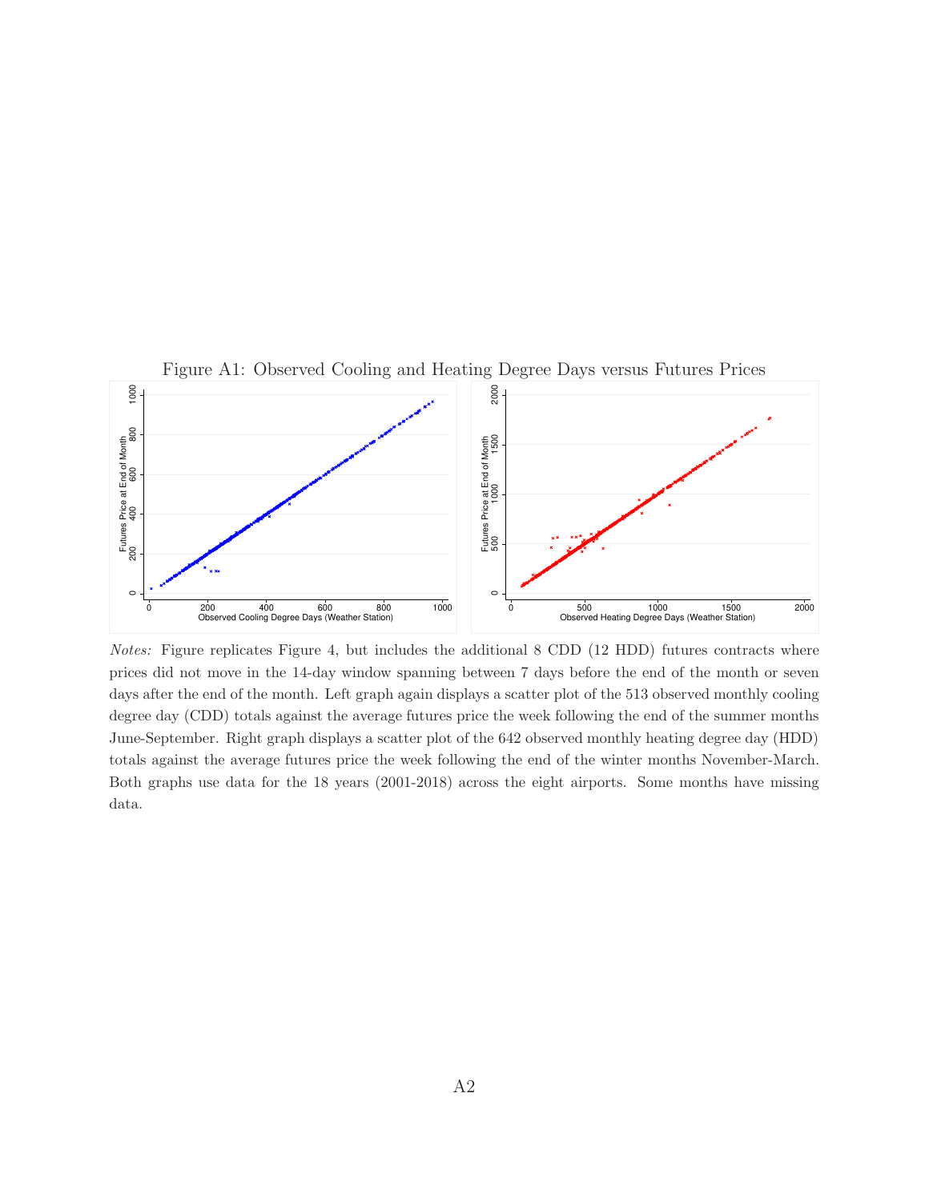Figure A1: Observed Cooling and Heating Degree Days versus Futures Prices

*Notes:* Figure replicates Figure 4, but includes the additional 8 CDD (12 HDD) futures contracts where prices did not move in the 14-day window spanning between 7 days before the end of the month or seven days after the end of the month. Left graph again displays a scatter plot of the 513 observed monthly cooling degree day (CDD) totals against the average futures price the week following the end of the summer months June-September. Right graph displays a scatter plot of the 642 observed monthly heating degree day (HDD) totals against the average futures price the week following the end of the winter months November-March. Both graphs use data for the 18 years (2001-2018) across the eight airports. Some months have missing data.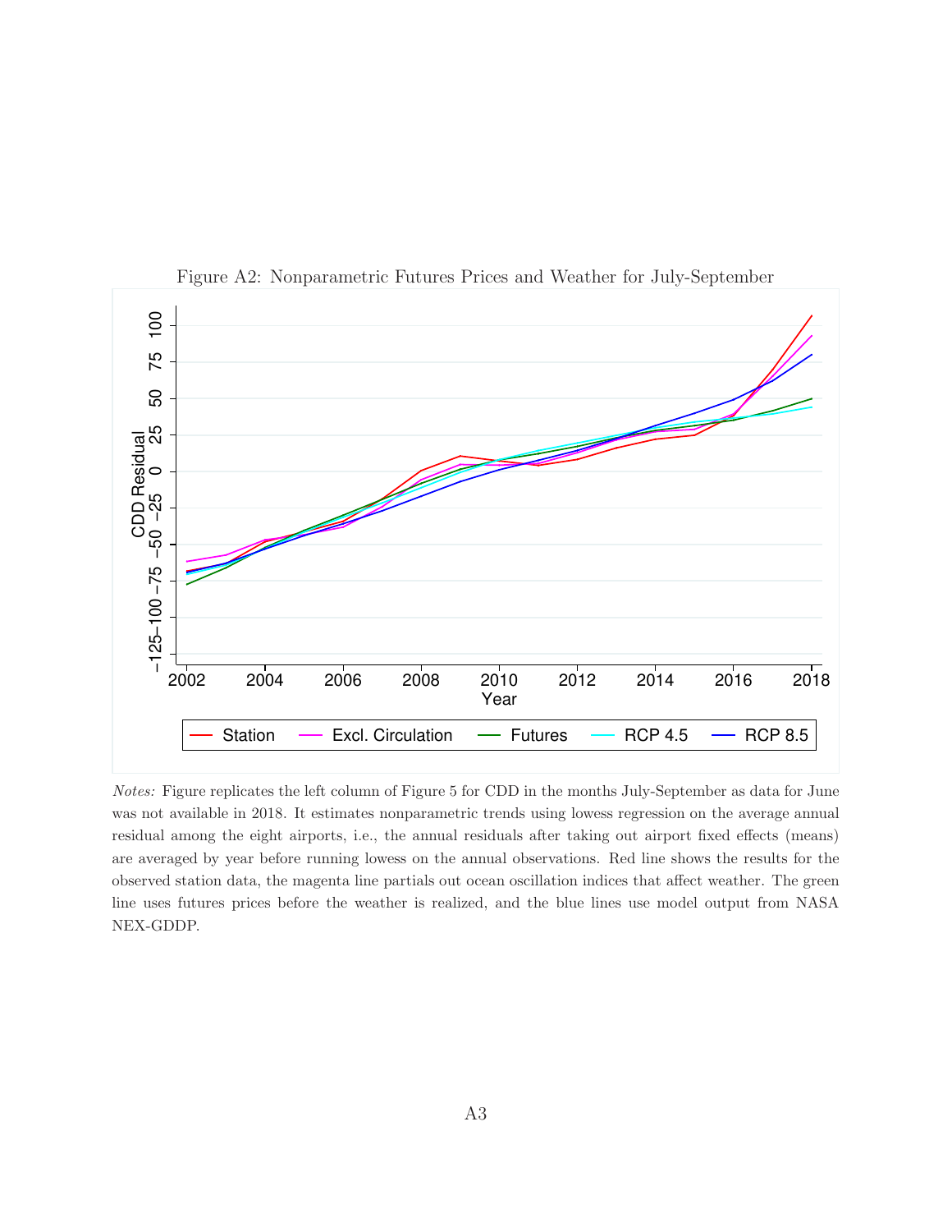Figure A2: Nonparametric Futures Prices and Weather for July-September

*Notes:* Figure replicates the left column of Figure 5 for CDD in the months July-September as data for June was not available in 2018. It estimates nonparametric trends using lowess regression on the average annual residual among the eight airports, i.e., the annual residuals after taking out airport fixed effects (means) are averaged by year before running lowess on the annual observations. Red line shows the results for the observed station data, the magenta line partials out ocean oscillation indices that affect weather. The green line uses futures prices before the weather is realized, and the blue lines use model output from NASA NEX-GDDP.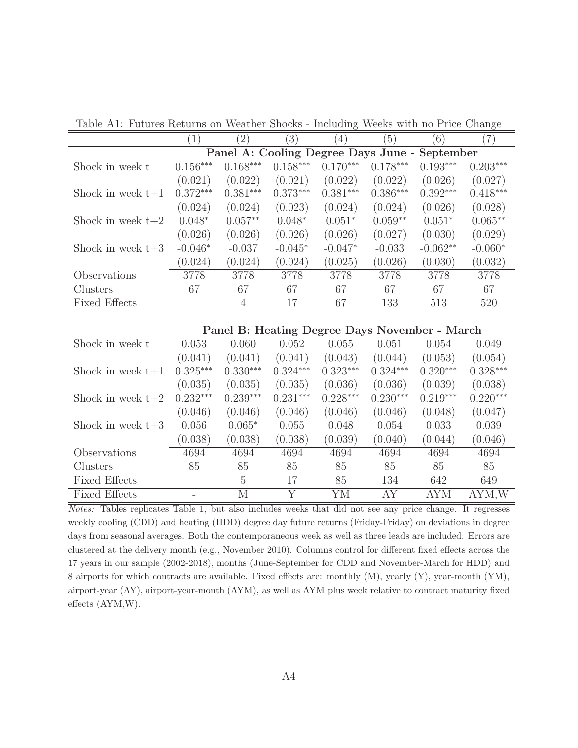Table A1: Futures Returns on Weather Shocks - Including Weeks with no Price Change

| | (1) | (2) | (3) | (4) | (5) | (6) | (7) |
|---|---|---|---|---|---|---|---|
| | **Panel A: Cooling Degree Days June - September** | | | | | | |
| Shock in week t | $0.156^{***}$ | $0.168^{***}$ | $0.158^{***}$ | $0.170^{***}$ | $0.178^{***}$ | $0.193^{***}$ | $0.203^{***}$ |
| | (0.021) | (0.022) | (0.021) | (0.022) | (0.022) | (0.026) | (0.027) |
| Shock in week t+1 | $0.372^{***}$ | $0.381^{***}$ | $0.373^{***}$ | $0.381^{***}$ | $0.386^{***}$ | $0.392^{***}$ | $0.418^{***}$ |
| | (0.024) | (0.024) | (0.023) | (0.024) | (0.024) | (0.026) | (0.028) |
| Shock in week t+2 | $0.048^{*}$ | $0.057^{**}$ | $0.048^{*}$ | $0.051^{*}$ | $0.059^{**}$ | $0.051^{*}$ | $0.065^{**}$ |
| | (0.026) | (0.026) | (0.026) | (0.026) | (0.027) | (0.030) | (0.029) |
| Shock in week t+3 | $-0.046^{*}$ | -0.037 | $-0.045^{*}$ | $-0.047^{*}$ | -0.033 | $-0.062^{**}$ | $-0.060^{*}$ |
| | (0.024) | (0.024) | (0.024) | (0.025) | (0.026) | (0.030) | (0.032) |
| Observations | 3778 | 3778 | 3778 | 3778 | 3778 | 3778 | 3778 |
| Clusters | 67 | 67 | 67 | 67 | 67 | 67 | 67 |
| Fixed Effects | | 4 | 17 | 67 | 133 | 513 | 520 |
| | **Panel B: Heating Degree Days November - March** | | | | | | |
| Shock in week t | 0.053 | 0.060 | 0.052 | 0.055 | 0.051 | 0.054 | 0.049 |
| | (0.041) | (0.041) | (0.041) | (0.043) | (0.044) | (0.053) | (0.054) |
| Shock in week t+1 | $0.325^{***}$ | $0.330^{***}$ | $0.324^{***}$ | $0.323^{***}$ | $0.324^{***}$ | $0.320^{***}$ | $0.328^{***}$ |
| | (0.035) | (0.035) | (0.035) | (0.036) | (0.036) | (0.039) | (0.038) |
| Shock in week t+2 | $0.232^{***}$ | $0.239^{***}$ | $0.231^{***}$ | $0.228^{***}$ | $0.230^{***}$ | $0.219^{***}$ | $0.220^{***}$ |
| | (0.046) | (0.046) | (0.046) | (0.046) | (0.046) | (0.048) | (0.047) |
| Shock in week t+3 | 0.056 | $0.065^{*}$ | 0.055 | 0.048 | 0.054 | 0.033 | 0.039 |
| | (0.038) | (0.038) | (0.038) | (0.039) | (0.040) | (0.044) | (0.046) |
| Observations | 4694 | 4694 | 4694 | 4694 | 4694 | 4694 | 4694 |
| Clusters | 85 | 85 | 85 | 85 | 85 | 85 | 85 |
| Fixed Effects | | 5 | 17 | 85 | 134 | 642 | 649 |
| Fixed Effects | - | M | Y | YM | AY | AYM | AYM,W |

*Notes:* Tables replicates Table 1, but also includes weeks that did not see any price change. It regresses weekly cooling (CDD) and heating (HDD) degree day future returns (Friday-Friday) on deviations in degree days from seasonal averages. Both the contemporaneous week as well as three leads are included. Errors are clustered at the delivery month (e.g., November 2010). Columns control for different fixed effects across the 17 years in our sample (2002-2018), months (June-September for CDD and November-March for HDD) and 8 airports for which contracts are available. Fixed effects are: monthly (M), yearly (Y), year-month (YM), airport-year (AY), airport-year-month (AYM), as well as AYM plus week relative to contract maturity fixed effects (AYM,W).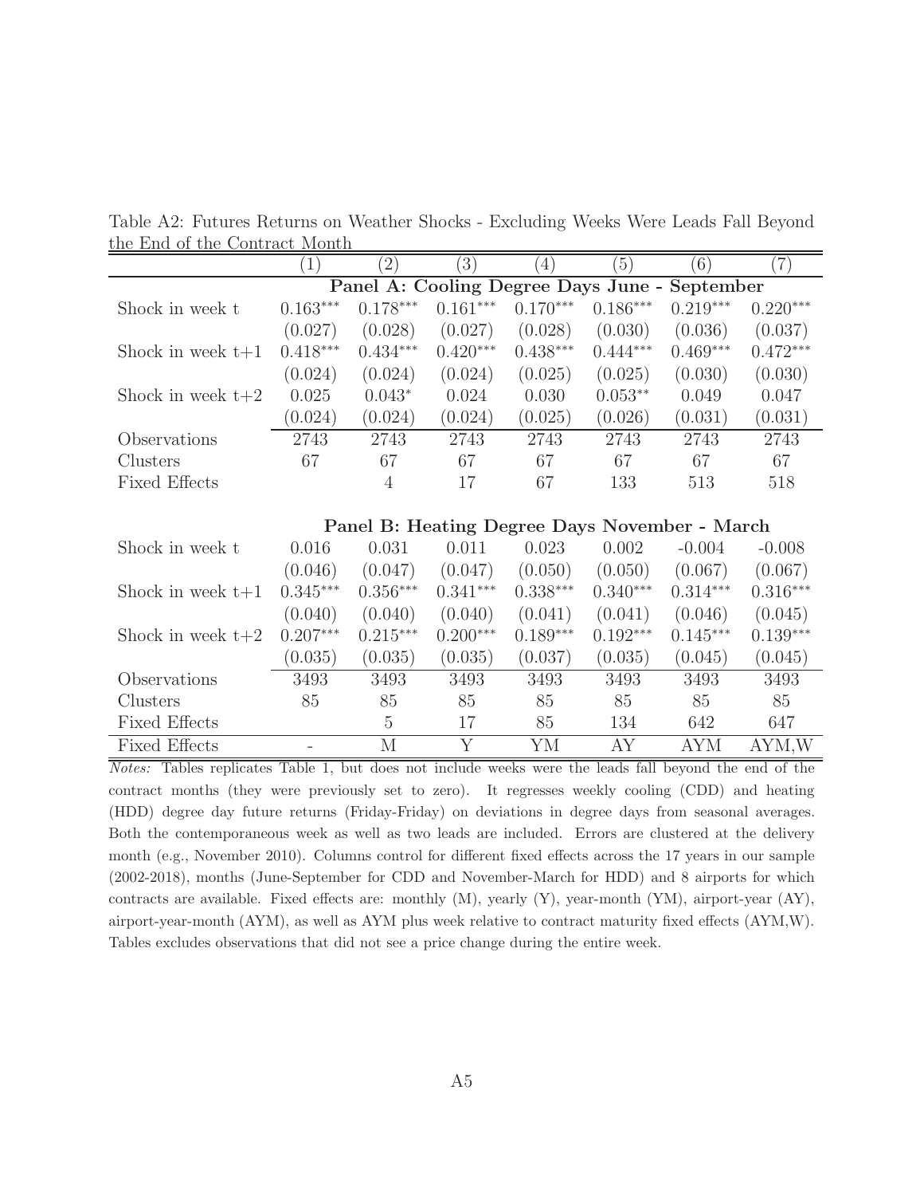Table A2: Futures Returns on Weather Shocks - Excluding Weeks Were Leads Fall Beyond the End of the Contract Month

| | (1) | (2) | (3) | (4) | (5) | (6) | (7) |
|---|---|---|---|---|---|---|---|
| | **Panel A: Cooling Degree Days June - September** | | | | | | |
| Shock in week t | 0.163*** | 0.178*** | 0.161*** | 0.170*** | 0.186*** | 0.219*** | 0.220*** |
| | (0.027) | (0.028) | (0.027) | (0.028) | (0.030) | (0.036) | (0.037) |
| Shock in week t+1 | 0.418*** | 0.434*** | 0.420*** | 0.438*** | 0.444*** | 0.469*** | 0.472*** |
| | (0.024) | (0.024) | (0.024) | (0.025) | (0.025) | (0.030) | (0.030) |
| Shock in week t+2 | 0.025 | 0.043* | 0.024 | 0.030 | 0.053** | 0.049 | 0.047 |
| | (0.024) | (0.024) | (0.024) | (0.025) | (0.026) | (0.031) | (0.031) |
| Observations | 2743 | 2743 | 2743 | 2743 | 2743 | 2743 | 2743 |
| Clusters | 67 | 67 | 67 | 67 | 67 | 67 | 67 |
| Fixed Effects | | 4 | 17 | 67 | 133 | 513 | 518 |
| | **Panel B: Heating Degree Days November - March** | | | | | | |
| Shock in week t | 0.016 | 0.031 | 0.011 | 0.023 | 0.002 | -0.004 | -0.008 |
| | (0.046) | (0.047) | (0.047) | (0.050) | (0.050) | (0.067) | (0.067) |
| Shock in week t+1 | 0.345*** | 0.356*** | 0.341*** | 0.338*** | 0.340*** | 0.314*** | 0.316*** |
| | (0.040) | (0.040) | (0.040) | (0.041) | (0.041) | (0.046) | (0.045) |
| Shock in week t+2 | 0.207*** | 0.215*** | 0.200*** | 0.189*** | 0.192*** | 0.145*** | 0.139*** |
| | (0.035) | (0.035) | (0.035) | (0.037) | (0.035) | (0.045) | (0.045) |
| Observations | 3493 | 3493 | 3493 | 3493 | 3493 | 3493 | 3493 |
| Clusters | 85 | 85 | 85 | 85 | 85 | 85 | 85 |
| Fixed Effects | | 5 | 17 | 85 | 134 | 642 | 647 |
| Fixed Effects | - | M | Y | YM | AY | AYM | AYM,W |

*Notes:* Tables replicates Table 1, but does not include weeks were the leads fall beyond the end of the contract months (they were previously set to zero). It regresses weekly cooling (CDD) and heating (HDD) degree day future returns (Friday-Friday) on deviations in degree days from seasonal averages. Both the contemporaneous week as well as two leads are included. Errors are clustered at the delivery month (e.g., November 2010). Columns control for different fixed effects across the 17 years in our sample (2002-2018), months (June-September for CDD and November-March for HDD) and 8 airports for which contracts are available. Fixed effects are: monthly (M), yearly (Y), year-month (YM), airport-year (AY), airport-year-month (AYM), as well as AYM plus week relative to contract maturity fixed effects (AYM,W). Tables excludes observations that did not see a price change during the entire week.